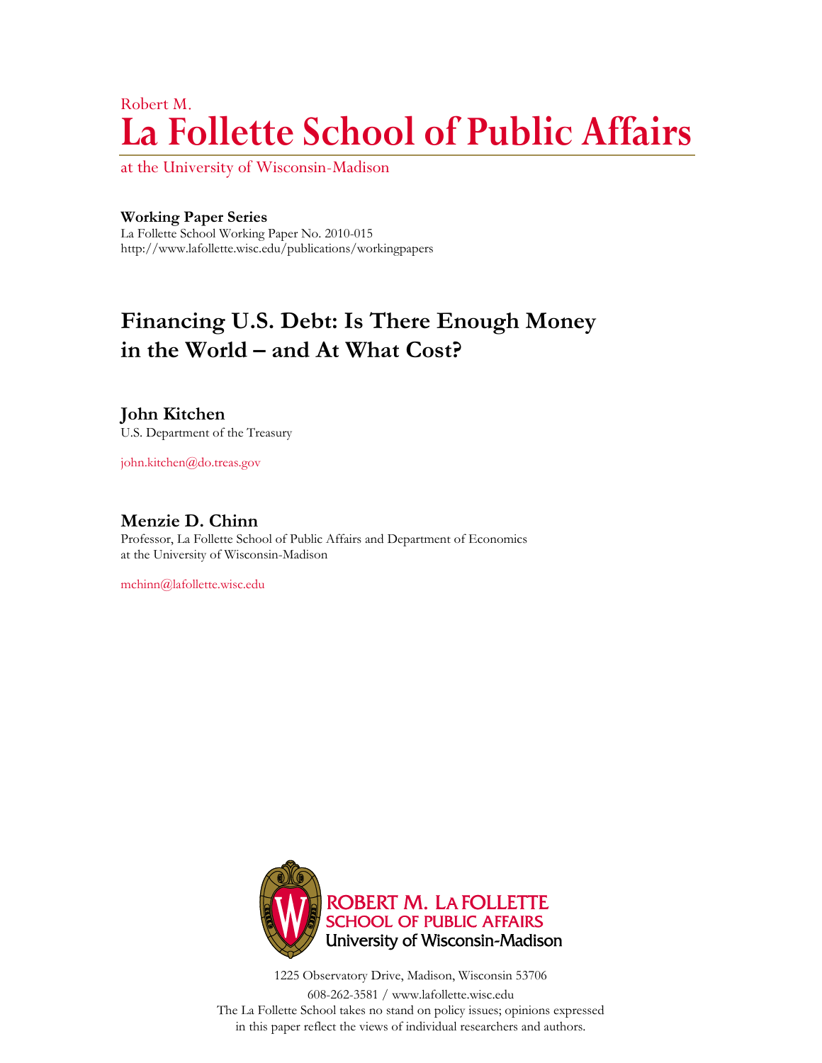Robert M.

# La Follette School of Public Affairs

at the University of Wisconsin-Madison

**Working Paper Series**

La Follette School Working Paper No. 2010-015

http://www.lafollette.wisc.edu/publications/workingpapers

## Financing U.S. Debt: Is There Enough Money in the World – and At What Cost?

### John Kitchen

U.S. Department of the Treasury

john.kitchen@do.treas.gov

### Menzie D. Chinn

Professor, La Follette School of Public Affairs and Department of Economics at the University of Wisconsin-Madison

mchinn@lafollette.wisc.edu

ROBERT M. LA FOLLETTE SCHOOL OF PUBLIC AFFAIRS
University of Wisconsin-Madison

1225 Observatory Drive, Madison, Wisconsin 53706

608-262-3581 / www.lafollette.wisc.edu

The La Follette School takes no stand on policy issues; opinions expressed in this paper reflect the views of individual researchers and authors.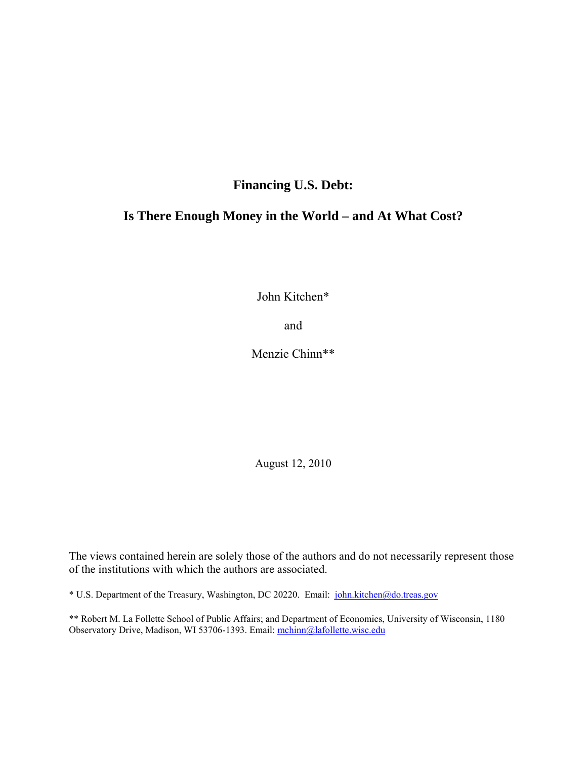# Financing U.S. Debt:

# Is There Enough Money in the World – and At What Cost?

John Kitchen*

and

Menzie Chinn**

August 12, 2010

The views contained herein are solely those of the authors and do not necessarily represent those of the institutions with which the authors are associated.

* U.S. Department of the Treasury, Washington, DC 20220. Email: john.kitchen@do.treas.gov

** Robert M. La Follette School of Public Affairs; and Department of Economics, University of Wisconsin, 1180 Observatory Drive, Madison, WI 53706-1393. Email: mchinn@lafollette.wisc.edu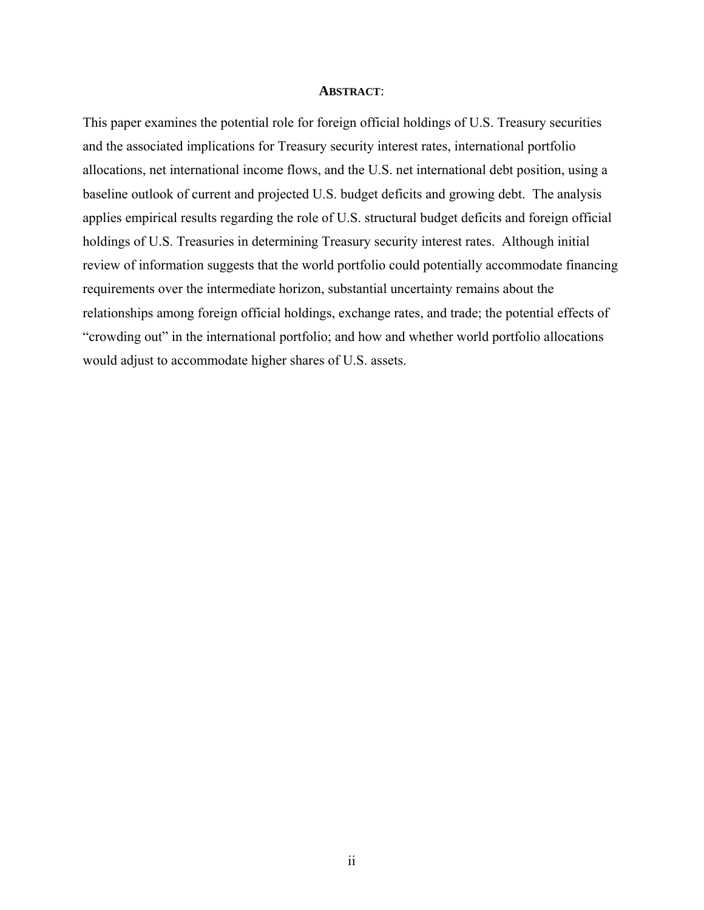**ABSTRACT**:

This paper examines the potential role for foreign official holdings of U.S. Treasury securities and the associated implications for Treasury security interest rates, international portfolio allocations, net international income flows, and the U.S. net international debt position, using a baseline outlook of current and projected U.S. budget deficits and growing debt. The analysis applies empirical results regarding the role of U.S. structural budget deficits and foreign official holdings of U.S. Treasuries in determining Treasury security interest rates. Although initial review of information suggests that the world portfolio could potentially accommodate financing requirements over the intermediate horizon, substantial uncertainty remains about the relationships among foreign official holdings, exchange rates, and trade; the potential effects of "crowding out" in the international portfolio; and how and whether world portfolio allocations would adjust to accommodate higher shares of U.S. assets.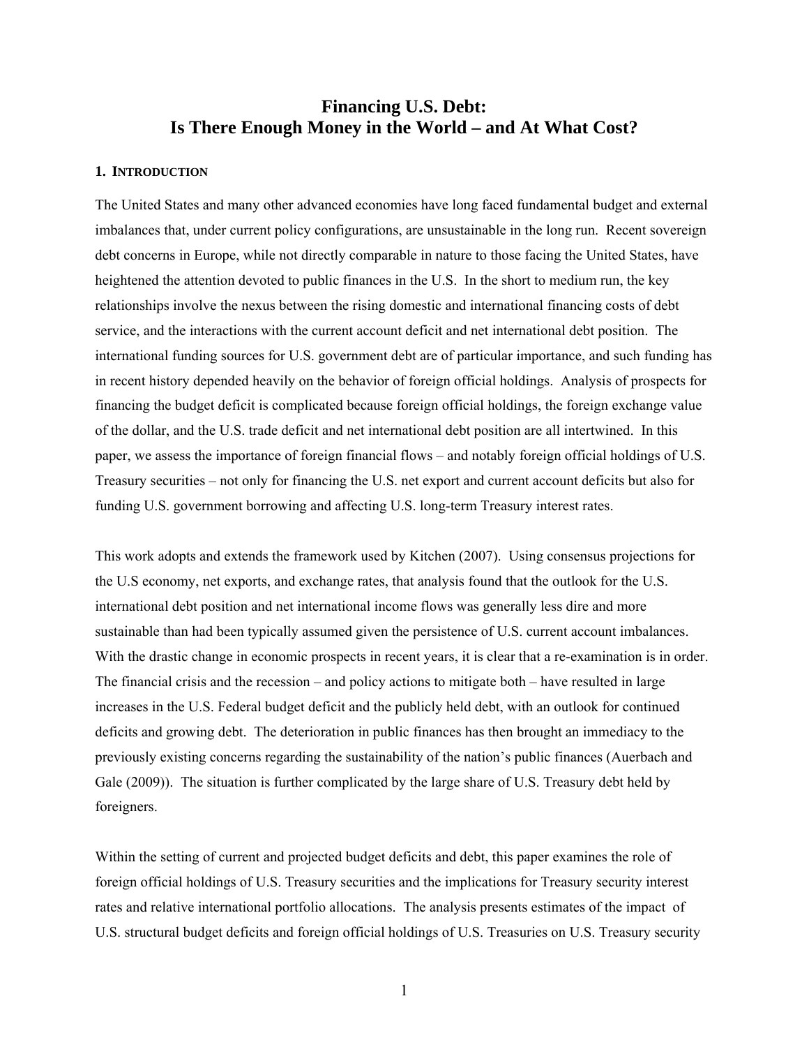# Financing U.S. Debt: Is There Enough Money in the World – and At What Cost?

## 1. Introduction

The United States and many other advanced economies have long faced fundamental budget and external imbalances that, under current policy configurations, are unsustainable in the long run. Recent sovereign debt concerns in Europe, while not directly comparable in nature to those facing the United States, have heightened the attention devoted to public finances in the U.S. In the short to medium run, the key relationships involve the nexus between the rising domestic and international financing costs of debt service, and the interactions with the current account deficit and net international debt position. The international funding sources for U.S. government debt are of particular importance, and such funding has in recent history depended heavily on the behavior of foreign official holdings. Analysis of prospects for financing the budget deficit is complicated because foreign official holdings, the foreign exchange value of the dollar, and the U.S. trade deficit and net international debt position are all intertwined. In this paper, we assess the importance of foreign financial flows – and notably foreign official holdings of U.S. Treasury securities – not only for financing the U.S. net export and current account deficits but also for funding U.S. government borrowing and affecting U.S. long-term Treasury interest rates.

This work adopts and extends the framework used by Kitchen (2007). Using consensus projections for the U.S economy, net exports, and exchange rates, that analysis found that the outlook for the U.S. international debt position and net international income flows was generally less dire and more sustainable than had been typically assumed given the persistence of U.S. current account imbalances. With the drastic change in economic prospects in recent years, it is clear that a re-examination is in order. The financial crisis and the recession – and policy actions to mitigate both – have resulted in large increases in the U.S. Federal budget deficit and the publicly held debt, with an outlook for continued deficits and growing debt. The deterioration in public finances has then brought an immediacy to the previously existing concerns regarding the sustainability of the nation's public finances (Auerbach and Gale (2009)). The situation is further complicated by the large share of U.S. Treasury debt held by foreigners.

Within the setting of current and projected budget deficits and debt, this paper examines the role of foreign official holdings of U.S. Treasury securities and the implications for Treasury security interest rates and relative international portfolio allocations. The analysis presents estimates of the impact of U.S. structural budget deficits and foreign official holdings of U.S. Treasuries on U.S. Treasury security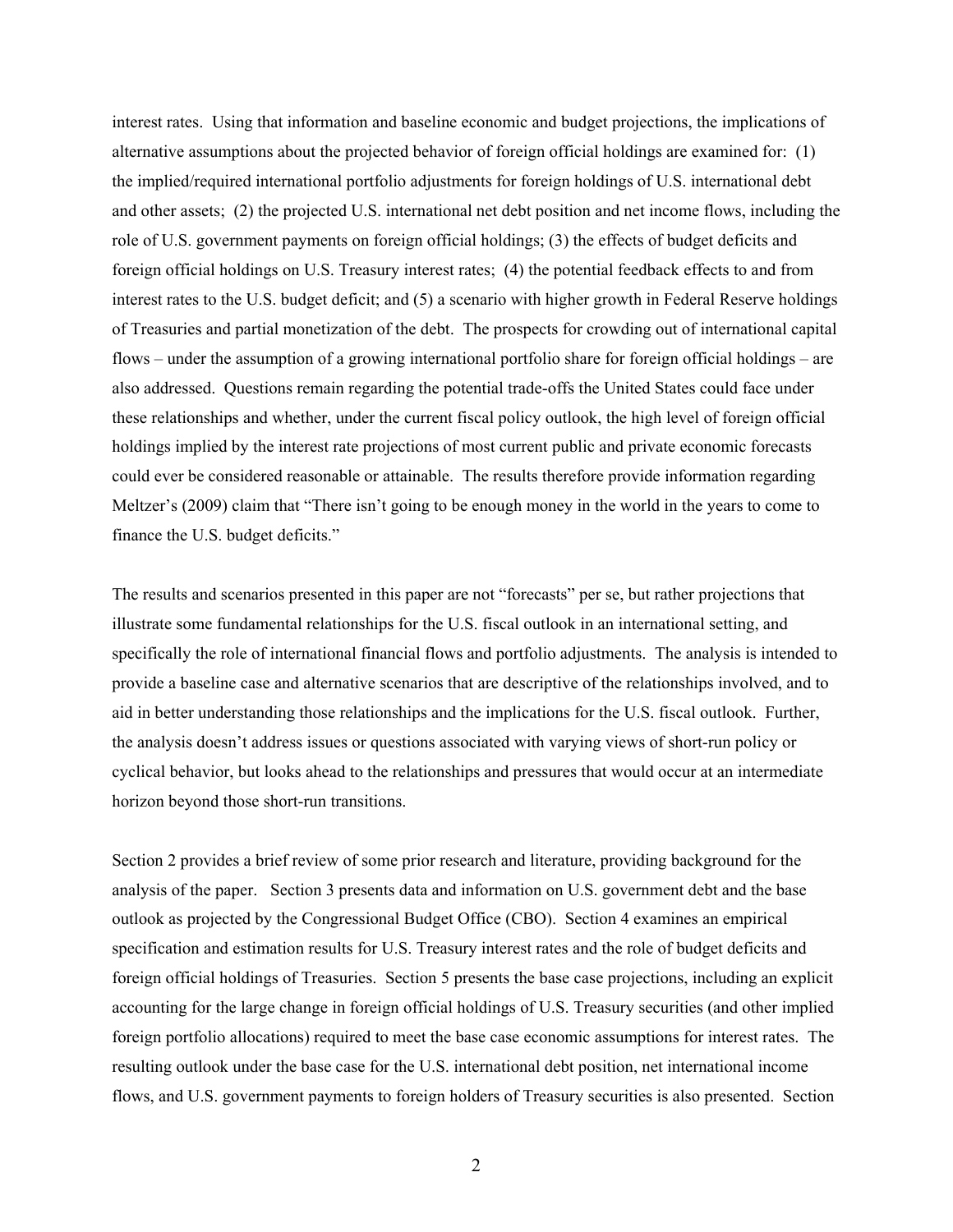interest rates. Using that information and baseline economic and budget projections, the implications of alternative assumptions about the projected behavior of foreign official holdings are examined for: (1) the implied/required international portfolio adjustments for foreign holdings of U.S. international debt and other assets; (2) the projected U.S. international net debt position and net income flows, including the role of U.S. government payments on foreign official holdings; (3) the effects of budget deficits and foreign official holdings on U.S. Treasury interest rates; (4) the potential feedback effects to and from interest rates to the U.S. budget deficit; and (5) a scenario with higher growth in Federal Reserve holdings of Treasuries and partial monetization of the debt. The prospects for crowding out of international capital flows – under the assumption of a growing international portfolio share for foreign official holdings – are also addressed. Questions remain regarding the potential trade-offs the United States could face under these relationships and whether, under the current fiscal policy outlook, the high level of foreign official holdings implied by the interest rate projections of most current public and private economic forecasts could ever be considered reasonable or attainable. The results therefore provide information regarding Meltzer's (2009) claim that "There isn't going to be enough money in the world in the years to come to finance the U.S. budget deficits."

The results and scenarios presented in this paper are not "forecasts" per se, but rather projections that illustrate some fundamental relationships for the U.S. fiscal outlook in an international setting, and specifically the role of international financial flows and portfolio adjustments. The analysis is intended to provide a baseline case and alternative scenarios that are descriptive of the relationships involved, and to aid in better understanding those relationships and the implications for the U.S. fiscal outlook. Further, the analysis doesn't address issues or questions associated with varying views of short-run policy or cyclical behavior, but looks ahead to the relationships and pressures that would occur at an intermediate horizon beyond those short-run transitions.

Section 2 provides a brief review of some prior research and literature, providing background for the analysis of the paper. Section 3 presents data and information on U.S. government debt and the base outlook as projected by the Congressional Budget Office (CBO). Section 4 examines an empirical specification and estimation results for U.S. Treasury interest rates and the role of budget deficits and foreign official holdings of Treasuries. Section 5 presents the base case projections, including an explicit accounting for the large change in foreign official holdings of U.S. Treasury securities (and other implied foreign portfolio allocations) required to meet the base case economic assumptions for interest rates. The resulting outlook under the base case for the U.S. international debt position, net international income flows, and U.S. government payments to foreign holders of Treasury securities is also presented. Section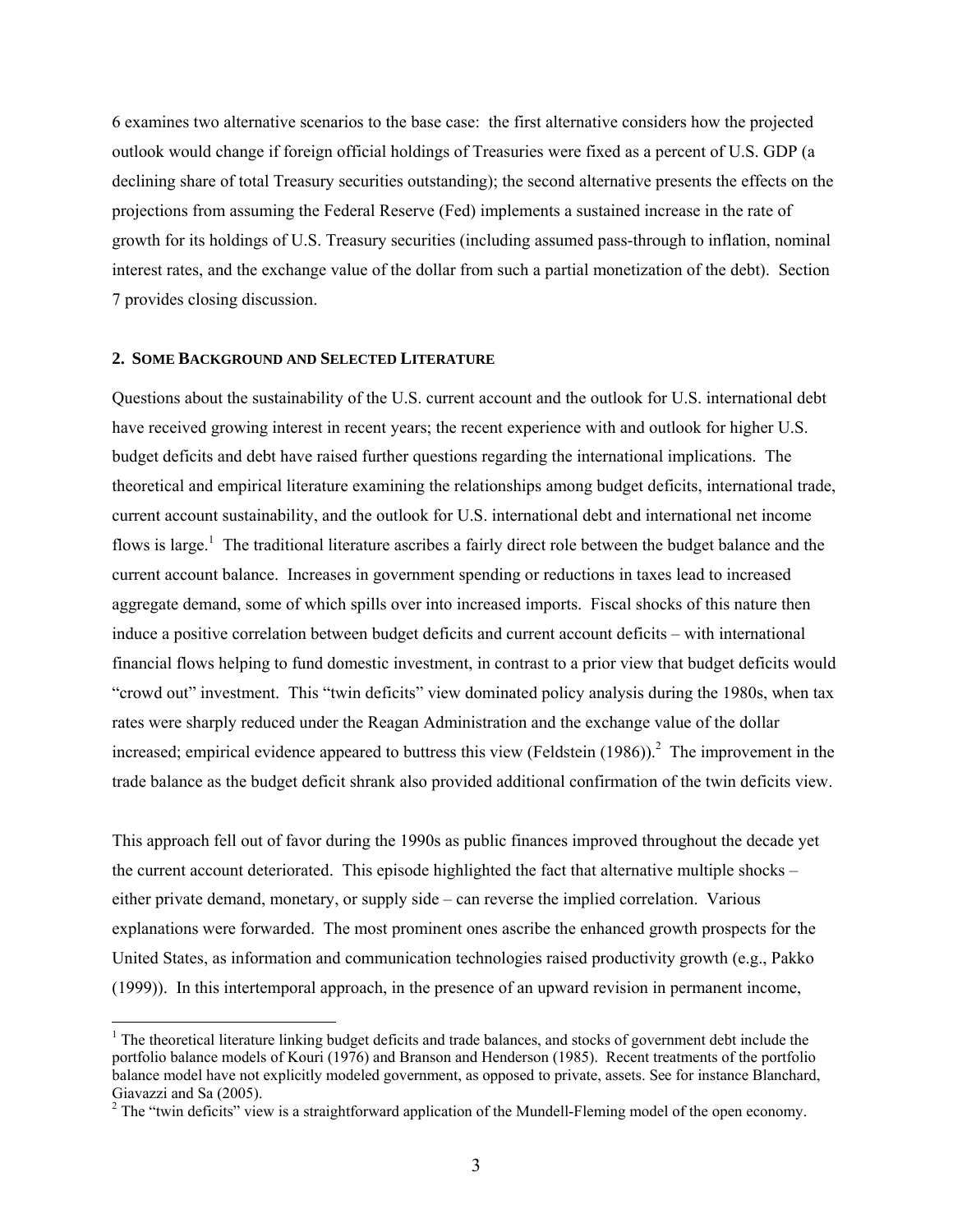6 examines two alternative scenarios to the base case: the first alternative considers how the projected outlook would change if foreign official holdings of Treasuries were fixed as a percent of U.S. GDP (a declining share of total Treasury securities outstanding); the second alternative presents the effects on the projections from assuming the Federal Reserve (Fed) implements a sustained increase in the rate of growth for its holdings of U.S. Treasury securities (including assumed pass-through to inflation, nominal interest rates, and the exchange value of the dollar from such a partial monetization of the debt). Section 7 provides closing discussion.

## 2. Some Background and Selected Literature

Questions about the sustainability of the U.S. current account and the outlook for U.S. international debt have received growing interest in recent years; the recent experience with and outlook for higher U.S. budget deficits and debt have raised further questions regarding the international implications. The theoretical and empirical literature examining the relationships among budget deficits, international trade, current account sustainability, and the outlook for U.S. international debt and international net income flows is large.[1] The traditional literature ascribes a fairly direct role between the budget balance and the current account balance. Increases in government spending or reductions in taxes lead to increased aggregate demand, some of which spills over into increased imports. Fiscal shocks of this nature then induce a positive correlation between budget deficits and current account deficits – with international financial flows helping to fund domestic investment, in contrast to a prior view that budget deficits would "crowd out" investment. This "twin deficits" view dominated policy analysis during the 1980s, when tax rates were sharply reduced under the Reagan Administration and the exchange value of the dollar increased; empirical evidence appeared to buttress this view (Feldstein (1986)).[2] The improvement in the trade balance as the budget deficit shrank also provided additional confirmation of the twin deficits view.

This approach fell out of favor during the 1990s as public finances improved throughout the decade yet the current account deteriorated. This episode highlighted the fact that alternative multiple shocks – either private demand, monetary, or supply side – can reverse the implied correlation. Various explanations were forwarded. The most prominent ones ascribe the enhanced growth prospects for the United States, as information and communication technologies raised productivity growth (e.g., Pakko (1999)). In this intertemporal approach, in the presence of an upward revision in permanent income,

[1] The theoretical literature linking budget deficits and trade balances, and stocks of government debt include the portfolio balance models of Kouri (1976) and Branson and Henderson (1985). Recent treatments of the portfolio balance model have not explicitly modeled government, as opposed to private, assets. See for instance Blanchard, Giavazzi and Sa (2005).

[2] The "twin deficits" view is a straightforward application of the Mundell-Fleming model of the open economy.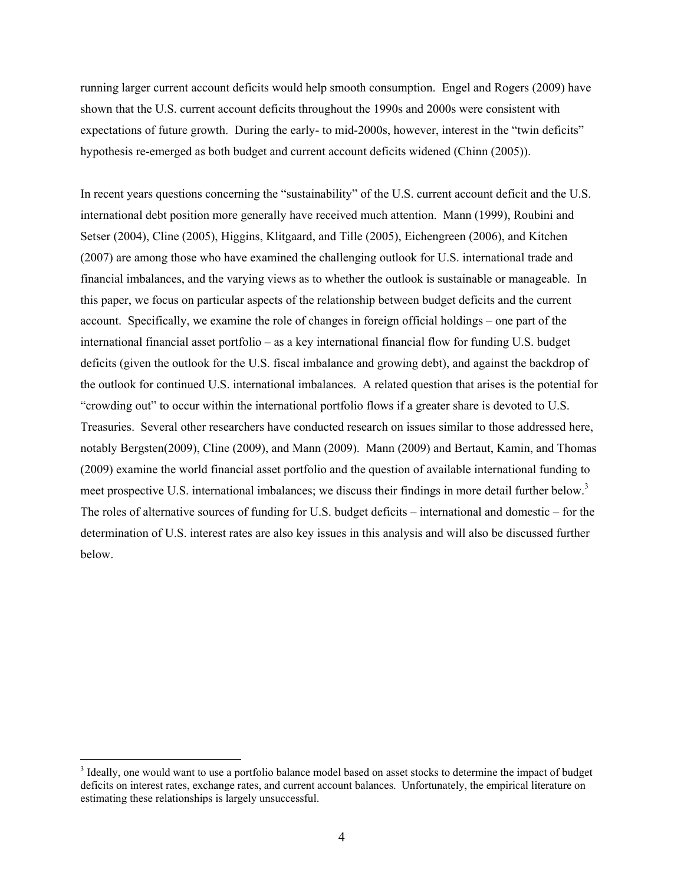running larger current account deficits would help smooth consumption. Engel and Rogers (2009) have shown that the U.S. current account deficits throughout the 1990s and 2000s were consistent with expectations of future growth. During the early- to mid-2000s, however, interest in the "twin deficits" hypothesis re-emerged as both budget and current account deficits widened (Chinn (2005)).

In recent years questions concerning the "sustainability" of the U.S. current account deficit and the U.S. international debt position more generally have received much attention. Mann (1999), Roubini and Setser (2004), Cline (2005), Higgins, Klitgaard, and Tille (2005), Eichengreen (2006), and Kitchen (2007) are among those who have examined the challenging outlook for U.S. international trade and financial imbalances, and the varying views as to whether the outlook is sustainable or manageable. In this paper, we focus on particular aspects of the relationship between budget deficits and the current account. Specifically, we examine the role of changes in foreign official holdings – one part of the international financial asset portfolio – as a key international financial flow for funding U.S. budget deficits (given the outlook for the U.S. fiscal imbalance and growing debt), and against the backdrop of the outlook for continued U.S. international imbalances. A related question that arises is the potential for "crowding out" to occur within the international portfolio flows if a greater share is devoted to U.S. Treasuries. Several other researchers have conducted research on issues similar to those addressed here, notably Bergsten(2009), Cline (2009), and Mann (2009). Mann (2009) and Bertaut, Kamin, and Thomas (2009) examine the world financial asset portfolio and the question of available international funding to meet prospective U.S. international imbalances; we discuss their findings in more detail further below.[3] The roles of alternative sources of funding for U.S. budget deficits – international and domestic – for the determination of U.S. interest rates are also key issues in this analysis and will also be discussed further below.

[3] Ideally, one would want to use a portfolio balance model based on asset stocks to determine the impact of budget deficits on interest rates, exchange rates, and current account balances. Unfortunately, the empirical literature on estimating these relationships is largely unsuccessful.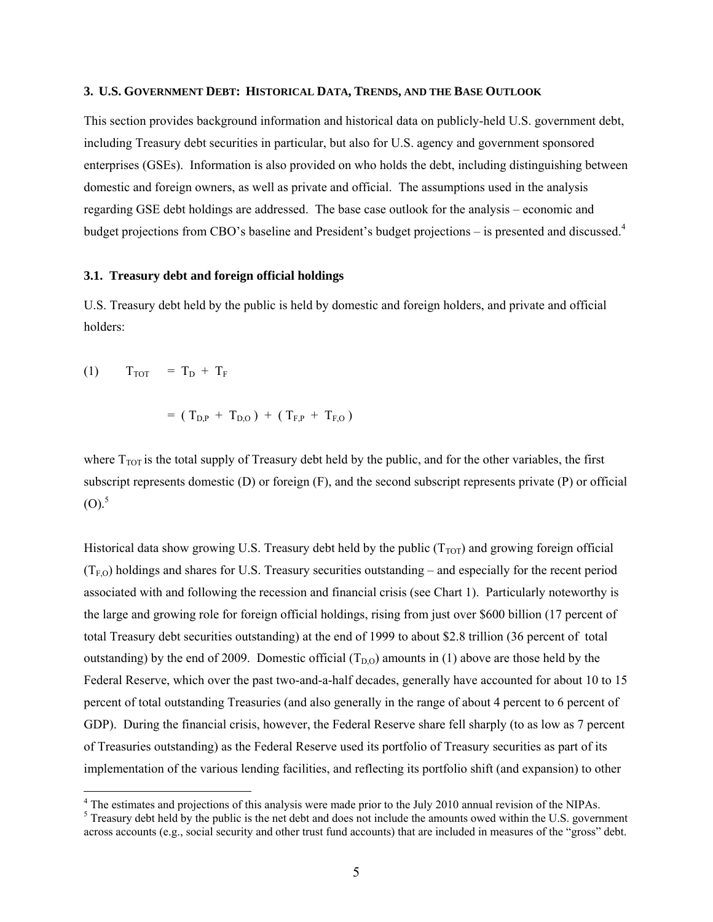### 3. U.S. GOVERNMENT DEBT: HISTORICAL DATA, TRENDS, AND THE BASE OUTLOOK

This section provides background information and historical data on publicly-held U.S. government debt, including Treasury debt securities in particular, but also for U.S. agency and government sponsored enterprises (GSEs). Information is also provided on who holds the debt, including distinguishing between domestic and foreign owners, as well as private and official. The assumptions used in the analysis regarding GSE debt holdings are addressed. The base case outlook for the analysis – economic and budget projections from CBO's baseline and President's budget projections – is presented and discussed.[4]

#### 3.1. Treasury debt and foreign official holdings

U.S. Treasury debt held by the public is held by domestic and foreign holders, and private and official holders:

$$
\begin{aligned}
(1) \qquad T_{TOT} &= T_D + T_F \\
&= (T_{D,P} + T_{D,O}) + (T_{F,P} + T_{F,O})
\end{aligned}
$$

where $T_{TOT}$ is the total supply of Treasury debt held by the public, and for the other variables, the first subscript represents domestic (D) or foreign (F), and the second subscript represents private (P) or official (O).[5]

Historical data show growing U.S. Treasury debt held by the public ($T_{TOT}$) and growing foreign official ($T_{F,O}$) holdings and shares for U.S. Treasury securities outstanding – and especially for the recent period associated with and following the recession and financial crisis (see Chart 1). Particularly noteworthy is the large and growing role for foreign official holdings, rising from just over $600 billion (17 percent of total Treasury debt securities outstanding) at the end of 1999 to about $2.8 trillion (36 percent of total outstanding) by the end of 2009. Domestic official ($T_{D,O}$) amounts in (1) above are those held by the Federal Reserve, which over the past two-and-a-half decades, generally have accounted for about 10 to 15 percent of total outstanding Treasuries (and also generally in the range of about 4 percent to 6 percent of GDP). During the financial crisis, however, the Federal Reserve share fell sharply (to as low as 7 percent of Treasuries outstanding) as the Federal Reserve used its portfolio of Treasury securities as part of its implementation of the various lending facilities, and reflecting its portfolio shift (and expansion) to other

[4] The estimates and projections of this analysis were made prior to the July 2010 annual revision of the NIPAs.

[5] Treasury debt held by the public is the net debt and does not include the amounts owed within the U.S. government across accounts (e.g., social security and other trust fund accounts) that are included in measures of the "gross" debt.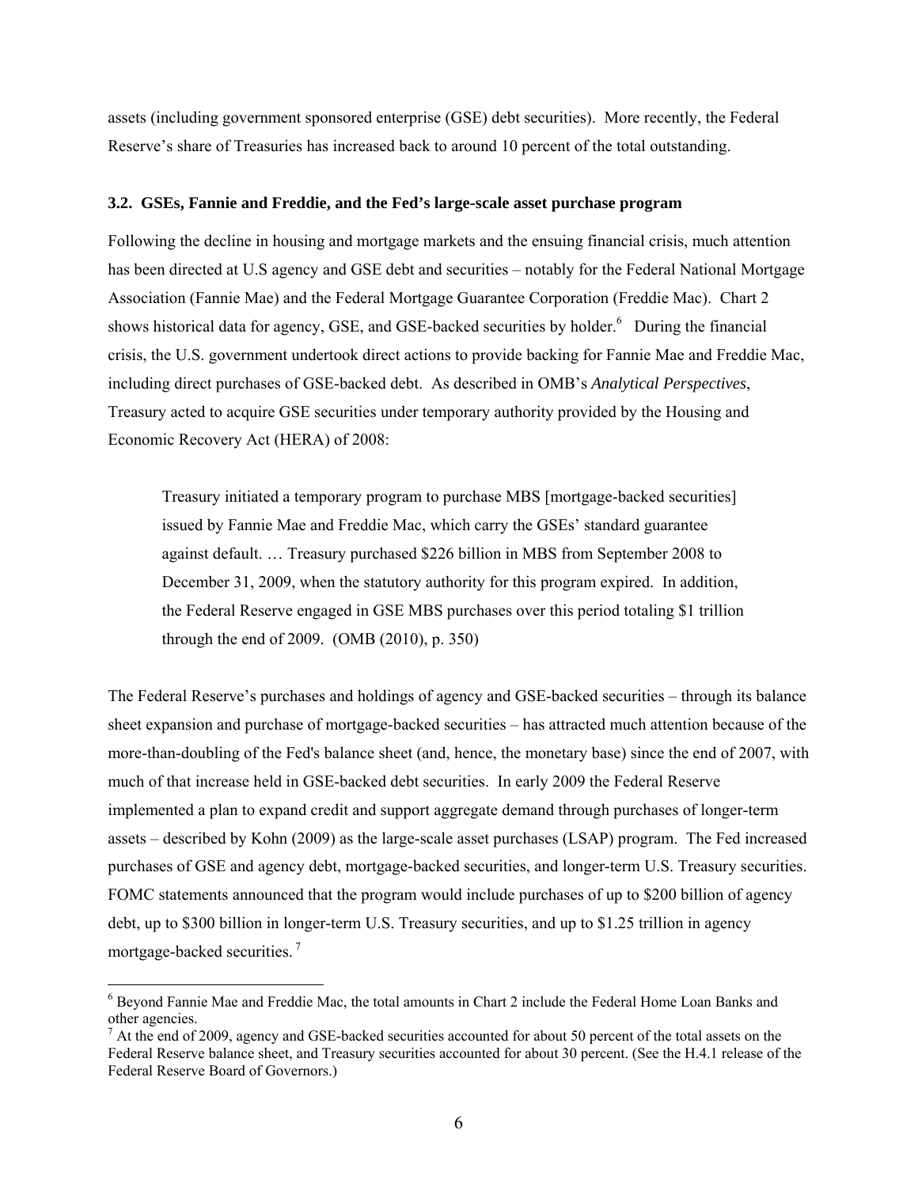assets (including government sponsored enterprise (GSE) debt securities). More recently, the Federal Reserve's share of Treasuries has increased back to around 10 percent of the total outstanding.

### 3.2. GSEs, Fannie and Freddie, and the Fed's large-scale asset purchase program

Following the decline in housing and mortgage markets and the ensuing financial crisis, much attention has been directed at U.S agency and GSE debt and securities – notably for the Federal National Mortgage Association (Fannie Mae) and the Federal Mortgage Guarantee Corporation (Freddie Mac). Chart 2 shows historical data for agency, GSE, and GSE-backed securities by holder.[6] During the financial crisis, the U.S. government undertook direct actions to provide backing for Fannie Mae and Freddie Mac, including direct purchases of GSE-backed debt. As described in OMB's *Analytical Perspectives*, Treasury acted to acquire GSE securities under temporary authority provided by the Housing and Economic Recovery Act (HERA) of 2008:

> Treasury initiated a temporary program to purchase MBS [mortgage-backed securities] issued by Fannie Mae and Freddie Mac, which carry the GSEs' standard guarantee against default. … Treasury purchased $226 billion in MBS from September 2008 to December 31, 2009, when the statutory authority for this program expired. In addition, the Federal Reserve engaged in GSE MBS purchases over this period totaling $1 trillion through the end of 2009. (OMB (2010), p. 350)

The Federal Reserve's purchases and holdings of agency and GSE-backed securities – through its balance sheet expansion and purchase of mortgage-backed securities – has attracted much attention because of the more-than-doubling of the Fed's balance sheet (and, hence, the monetary base) since the end of 2007, with much of that increase held in GSE-backed debt securities. In early 2009 the Federal Reserve implemented a plan to expand credit and support aggregate demand through purchases of longer-term assets – described by Kohn (2009) as the large-scale asset purchases (LSAP) program. The Fed increased purchases of GSE and agency debt, mortgage-backed securities, and longer-term U.S. Treasury securities. FOMC statements announced that the program would include purchases of up to $200 billion of agency debt, up to $300 billion in longer-term U.S. Treasury securities, and up to $1.25 trillion in agency mortgage-backed securities.[7]

---

[6] Beyond Fannie Mae and Freddie Mac, the total amounts in Chart 2 include the Federal Home Loan Banks and other agencies.

[7] At the end of 2009, agency and GSE-backed securities accounted for about 50 percent of the total assets on the Federal Reserve balance sheet, and Treasury securities accounted for about 30 percent. (See the H.4.1 release of the Federal Reserve Board of Governors.)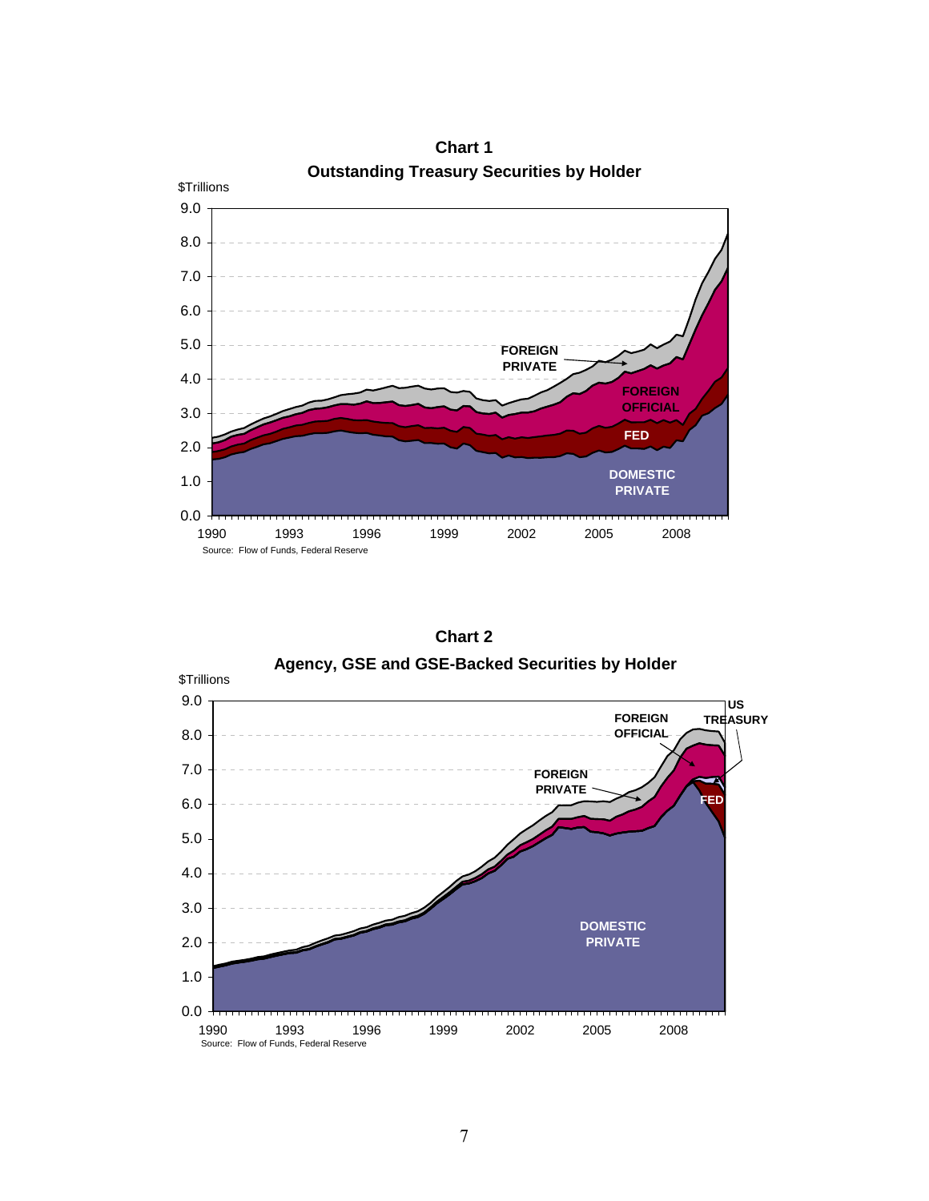**Chart 1**
**Outstanding Treasury Securities by Holder**

$Trillions

9.0
8.0
7.0
6.0
5.0
4.0
3.0
2.0
1.0
0.0

1990
1993
1996
1999
2002
2005
2008

FOREIGN PRIVATE
FOREIGN OFFICIAL
FED
DOMESTIC PRIVATE

Source: Flow of Funds, Federal Reserve

**Chart 2**
**Agency, GSE and GSE-Backed Securities by Holder**

$Trillions

9.0
8.0
7.0
6.0
5.0
4.0
3.0
2.0
1.0
0.0

1990
1993
1996
1999
2002
2005
2008

FOREIGN OFFICIAL
US TREASURY
FOREIGN PRIVATE
FED
DOMESTIC PRIVATE

Source: Flow of Funds, Federal Reserve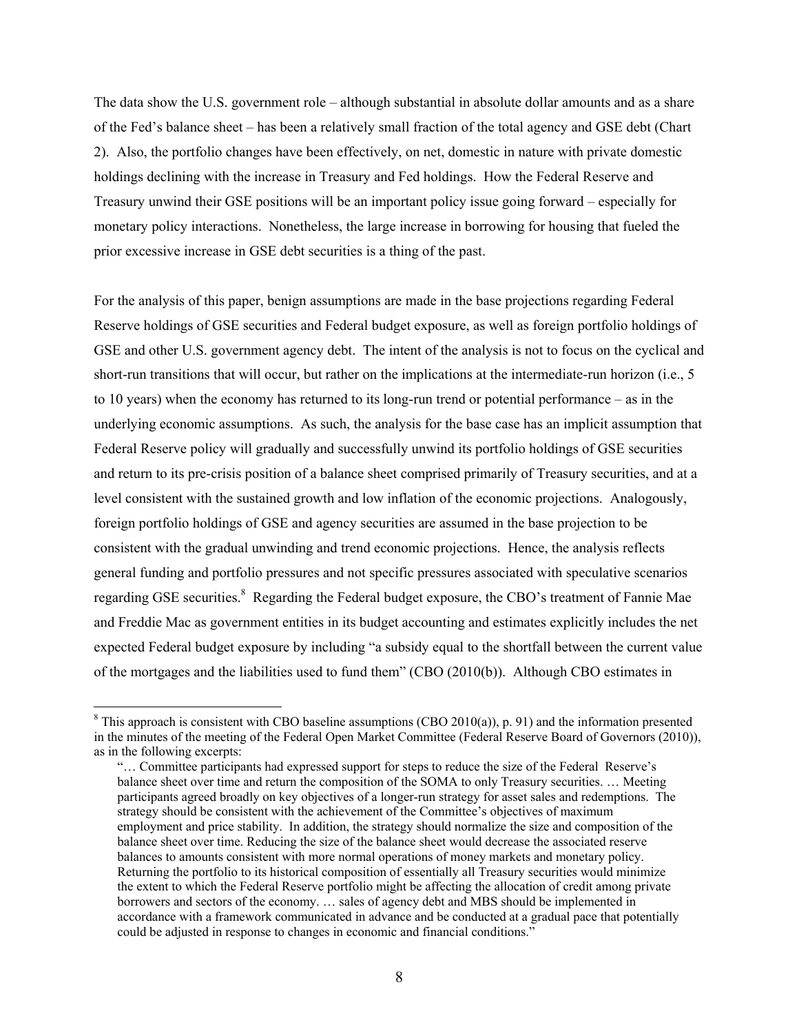The data show the U.S. government role – although substantial in absolute dollar amounts and as a share of the Fed's balance sheet – has been a relatively small fraction of the total agency and GSE debt (Chart 2). Also, the portfolio changes have been effectively, on net, domestic in nature with private domestic holdings declining with the increase in Treasury and Fed holdings. How the Federal Reserve and Treasury unwind their GSE positions will be an important policy issue going forward – especially for monetary policy interactions. Nonetheless, the large increase in borrowing for housing that fueled the prior excessive increase in GSE debt securities is a thing of the past.

For the analysis of this paper, benign assumptions are made in the base projections regarding Federal Reserve holdings of GSE securities and Federal budget exposure, as well as foreign portfolio holdings of GSE and other U.S. government agency debt. The intent of the analysis is not to focus on the cyclical and short-run transitions that will occur, but rather on the implications at the intermediate-run horizon (i.e., 5 to 10 years) when the economy has returned to its long-run trend or potential performance – as in the underlying economic assumptions. As such, the analysis for the base case has an implicit assumption that Federal Reserve policy will gradually and successfully unwind its portfolio holdings of GSE securities and return to its pre-crisis position of a balance sheet comprised primarily of Treasury securities, and at a level consistent with the sustained growth and low inflation of the economic projections. Analogously, foreign portfolio holdings of GSE and agency securities are assumed in the base projection to be consistent with the gradual unwinding and trend economic projections. Hence, the analysis reflects general funding and portfolio pressures and not specific pressures associated with speculative scenarios regarding GSE securities.[8] Regarding the Federal budget exposure, the CBO's treatment of Fannie Mae and Freddie Mac as government entities in its budget accounting and estimates explicitly includes the net expected Federal budget exposure by including "a subsidy equal to the shortfall between the current value of the mortgages and the liabilities used to fund them" (CBO (2010(b)). Although CBO estimates in

[8] This approach is consistent with CBO baseline assumptions (CBO 2010(a)), p. 91) and the information presented in the minutes of the meeting of the Federal Open Market Committee (Federal Reserve Board of Governors (2010)), as in the following excerpts:

> "… Committee participants had expressed support for steps to reduce the size of the Federal Reserve's balance sheet over time and return the composition of the SOMA to only Treasury securities. … Meeting participants agreed broadly on key objectives of a longer-run strategy for asset sales and redemptions. The strategy should be consistent with the achievement of the Committee's objectives of maximum employment and price stability. In addition, the strategy should normalize the size and composition of the balance sheet over time. Reducing the size of the balance sheet would decrease the associated reserve balances to amounts consistent with more normal operations of money markets and monetary policy. Returning the portfolio to its historical composition of essentially all Treasury securities would minimize the extent to which the Federal Reserve portfolio might be affecting the allocation of credit among private borrowers and sectors of the economy. … sales of agency debt and MBS should be implemented in accordance with a framework communicated in advance and be conducted at a gradual pace that potentially could be adjusted in response to changes in economic and financial conditions."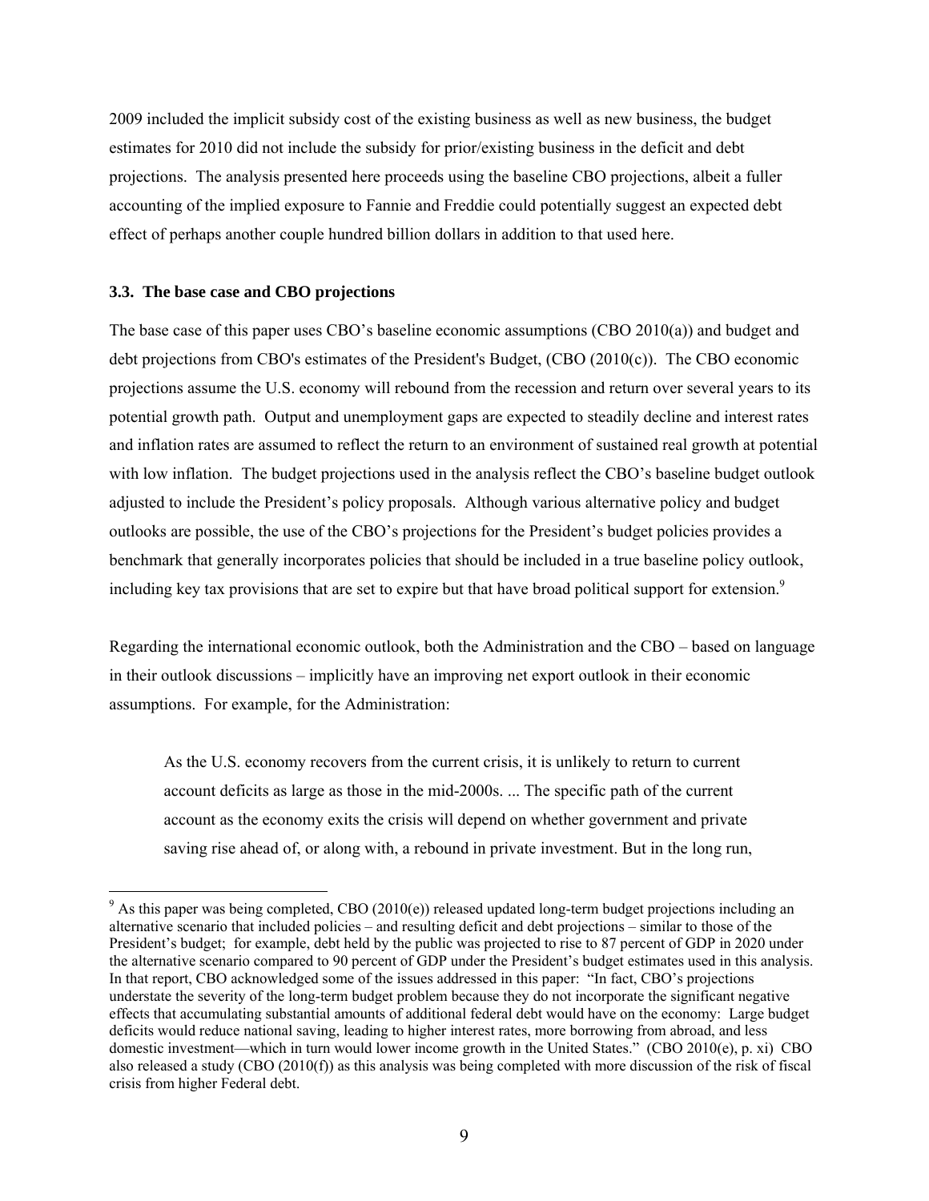2009 included the implicit subsidy cost of the existing business as well as new business, the budget estimates for 2010 did not include the subsidy for prior/existing business in the deficit and debt projections. The analysis presented here proceeds using the baseline CBO projections, albeit a fuller accounting of the implied exposure to Fannie and Freddie could potentially suggest an expected debt effect of perhaps another couple hundred billion dollars in addition to that used here.

### 3.3. The base case and CBO projections

The base case of this paper uses CBO's baseline economic assumptions (CBO 2010(a)) and budget and debt projections from CBO's estimates of the President's Budget, (CBO (2010(c)). The CBO economic projections assume the U.S. economy will rebound from the recession and return over several years to its potential growth path. Output and unemployment gaps are expected to steadily decline and interest rates and inflation rates are assumed to reflect the return to an environment of sustained real growth at potential with low inflation. The budget projections used in the analysis reflect the CBO's baseline budget outlook adjusted to include the President's policy proposals. Although various alternative policy and budget outlooks are possible, the use of the CBO's projections for the President's budget policies provides a benchmark that generally incorporates policies that should be included in a true baseline policy outlook, including key tax provisions that are set to expire but that have broad political support for extension.[9]

Regarding the international economic outlook, both the Administration and the CBO – based on language in their outlook discussions – implicitly have an improving net export outlook in their economic assumptions. For example, for the Administration:

> As the U.S. economy recovers from the current crisis, it is unlikely to return to current account deficits as large as those in the mid-2000s. ... The specific path of the current account as the economy exits the crisis will depend on whether government and private saving rise ahead of, or along with, a rebound in private investment. But in the long run,

[9] As this paper was being completed, CBO (2010(e)) released updated long-term budget projections including an alternative scenario that included policies – and resulting deficit and debt projections – similar to those of the President's budget; for example, debt held by the public was projected to rise to 87 percent of GDP in 2020 under the alternative scenario compared to 90 percent of GDP under the President's budget estimates used in this analysis. In that report, CBO acknowledged some of the issues addressed in this paper: "In fact, CBO's projections understate the severity of the long-term budget problem because they do not incorporate the significant negative effects that accumulating substantial amounts of additional federal debt would have on the economy: Large budget deficits would reduce national saving, leading to higher interest rates, more borrowing from abroad, and less domestic investment—which in turn would lower income growth in the United States." (CBO 2010(e), p. xi) CBO also released a study (CBO (2010(f)) as this analysis was being completed with more discussion of the risk of fiscal crisis from higher Federal debt.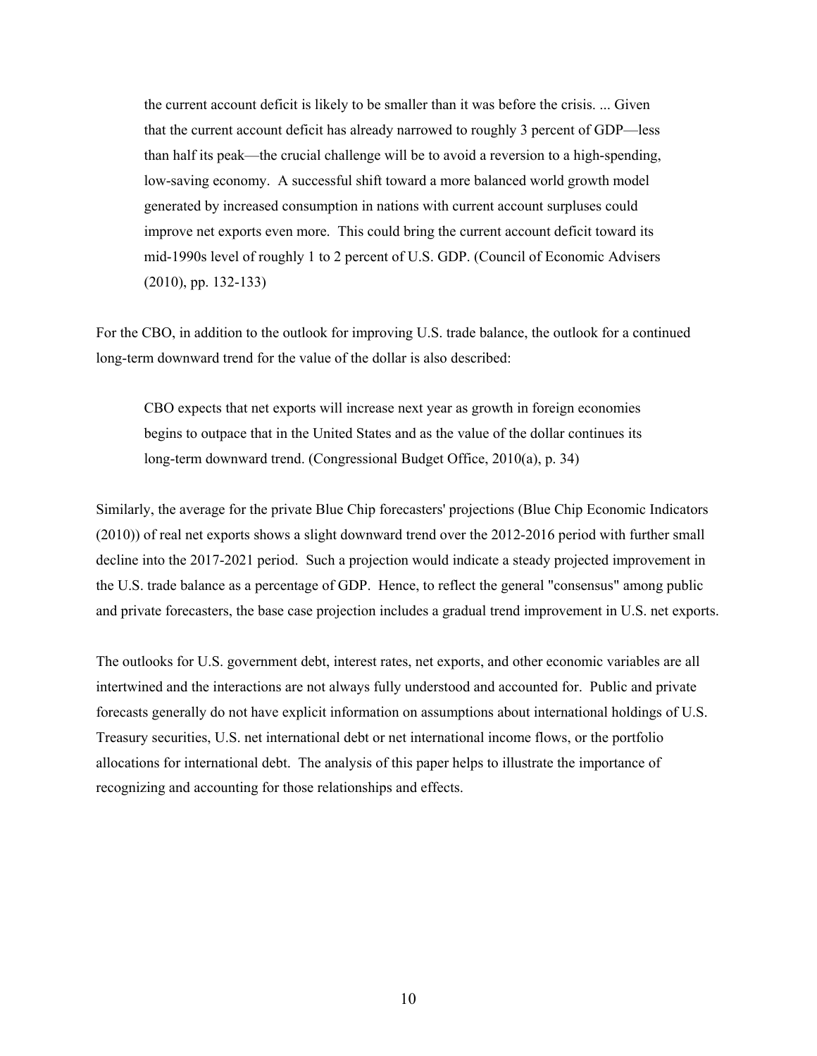> the current account deficit is likely to be smaller than it was before the crisis. ... Given that the current account deficit has already narrowed to roughly 3 percent of GDP—less than half its peak—the crucial challenge will be to avoid a reversion to a high-spending, low-saving economy. A successful shift toward a more balanced world growth model generated by increased consumption in nations with current account surpluses could improve net exports even more. This could bring the current account deficit toward its mid-1990s level of roughly 1 to 2 percent of U.S. GDP. (Council of Economic Advisers (2010), pp. 132-133)

For the CBO, in addition to the outlook for improving U.S. trade balance, the outlook for a continued long-term downward trend for the value of the dollar is also described:

> CBO expects that net exports will increase next year as growth in foreign economies begins to outpace that in the United States and as the value of the dollar continues its long-term downward trend. (Congressional Budget Office, 2010(a), p. 34)

Similarly, the average for the private Blue Chip forecasters' projections (Blue Chip Economic Indicators (2010)) of real net exports shows a slight downward trend over the 2012-2016 period with further small decline into the 2017-2021 period. Such a projection would indicate a steady projected improvement in the U.S. trade balance as a percentage of GDP. Hence, to reflect the general "consensus" among public and private forecasters, the base case projection includes a gradual trend improvement in U.S. net exports.

The outlooks for U.S. government debt, interest rates, net exports, and other economic variables are all intertwined and the interactions are not always fully understood and accounted for. Public and private forecasts generally do not have explicit information on assumptions about international holdings of U.S. Treasury securities, U.S. net international debt or net international income flows, or the portfolio allocations for international debt. The analysis of this paper helps to illustrate the importance of recognizing and accounting for those relationships and effects.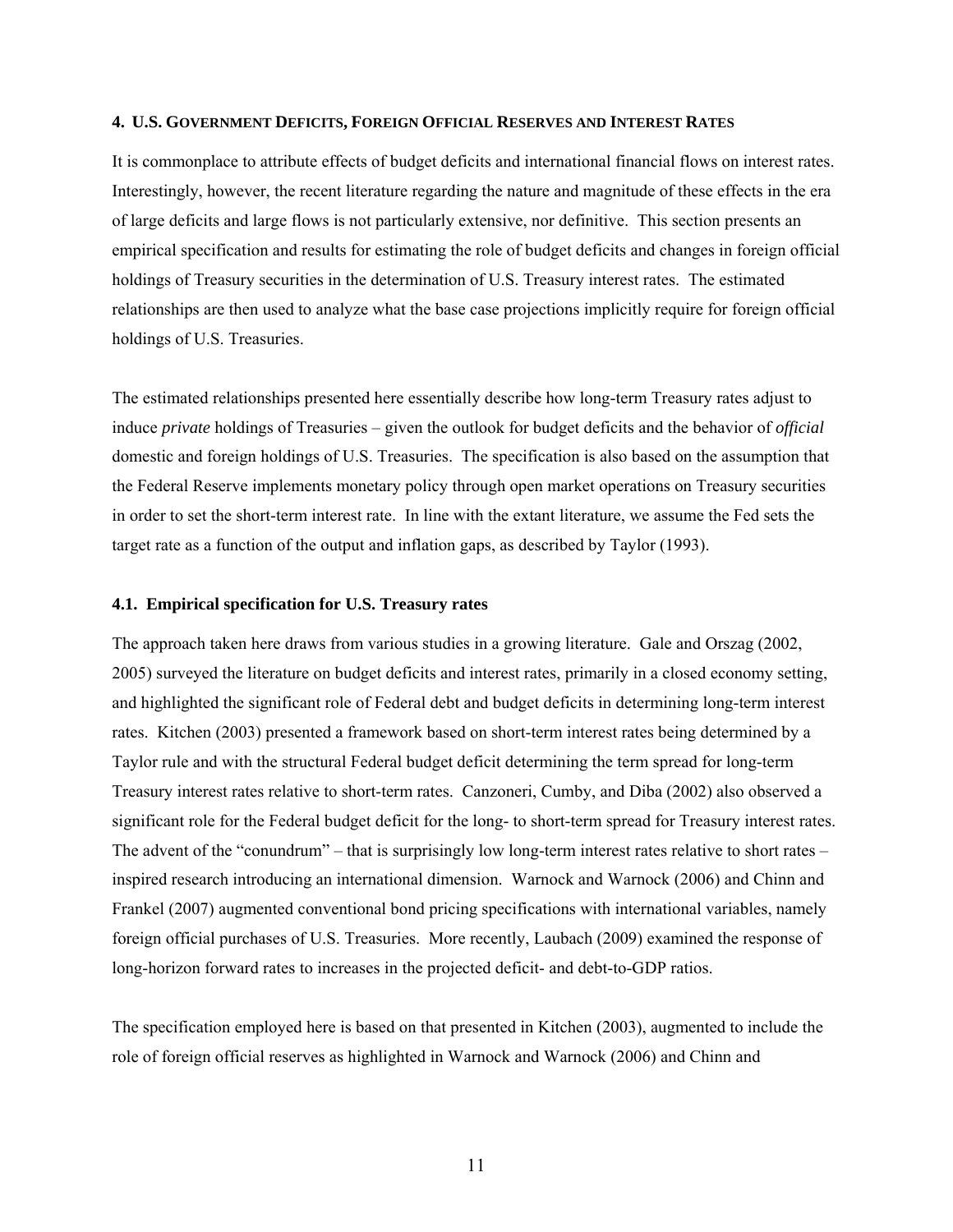## 4. U.S. GOVERNMENT DEFICITS, FOREIGN OFFICIAL RESERVES AND INTEREST RATES

It is commonplace to attribute effects of budget deficits and international financial flows on interest rates. Interestingly, however, the recent literature regarding the nature and magnitude of these effects in the era of large deficits and large flows is not particularly extensive, nor definitive. This section presents an empirical specification and results for estimating the role of budget deficits and changes in foreign official holdings of Treasury securities in the determination of U.S. Treasury interest rates. The estimated relationships are then used to analyze what the base case projections implicitly require for foreign official holdings of U.S. Treasuries.

The estimated relationships presented here essentially describe how long-term Treasury rates adjust to induce *private* holdings of Treasuries – given the outlook for budget deficits and the behavior of *official* domestic and foreign holdings of U.S. Treasuries. The specification is also based on the assumption that the Federal Reserve implements monetary policy through open market operations on Treasury securities in order to set the short-term interest rate. In line with the extant literature, we assume the Fed sets the target rate as a function of the output and inflation gaps, as described by Taylor (1993).

### 4.1. Empirical specification for U.S. Treasury rates

The approach taken here draws from various studies in a growing literature. Gale and Orszag (2002, 2005) surveyed the literature on budget deficits and interest rates, primarily in a closed economy setting, and highlighted the significant role of Federal debt and budget deficits in determining long-term interest rates. Kitchen (2003) presented a framework based on short-term interest rates being determined by a Taylor rule and with the structural Federal budget deficit determining the term spread for long-term Treasury interest rates relative to short-term rates. Canzoneri, Cumby, and Diba (2002) also observed a significant role for the Federal budget deficit for the long- to short-term spread for Treasury interest rates. The advent of the "conundrum" – that is surprisingly low long-term interest rates relative to short rates – inspired research introducing an international dimension. Warnock and Warnock (2006) and Chinn and Frankel (2007) augmented conventional bond pricing specifications with international variables, namely foreign official purchases of U.S. Treasuries. More recently, Laubach (2009) examined the response of long-horizon forward rates to increases in the projected deficit- and debt-to-GDP ratios.

The specification employed here is based on that presented in Kitchen (2003), augmented to include the role of foreign official reserves as highlighted in Warnock and Warnock (2006) and Chinn and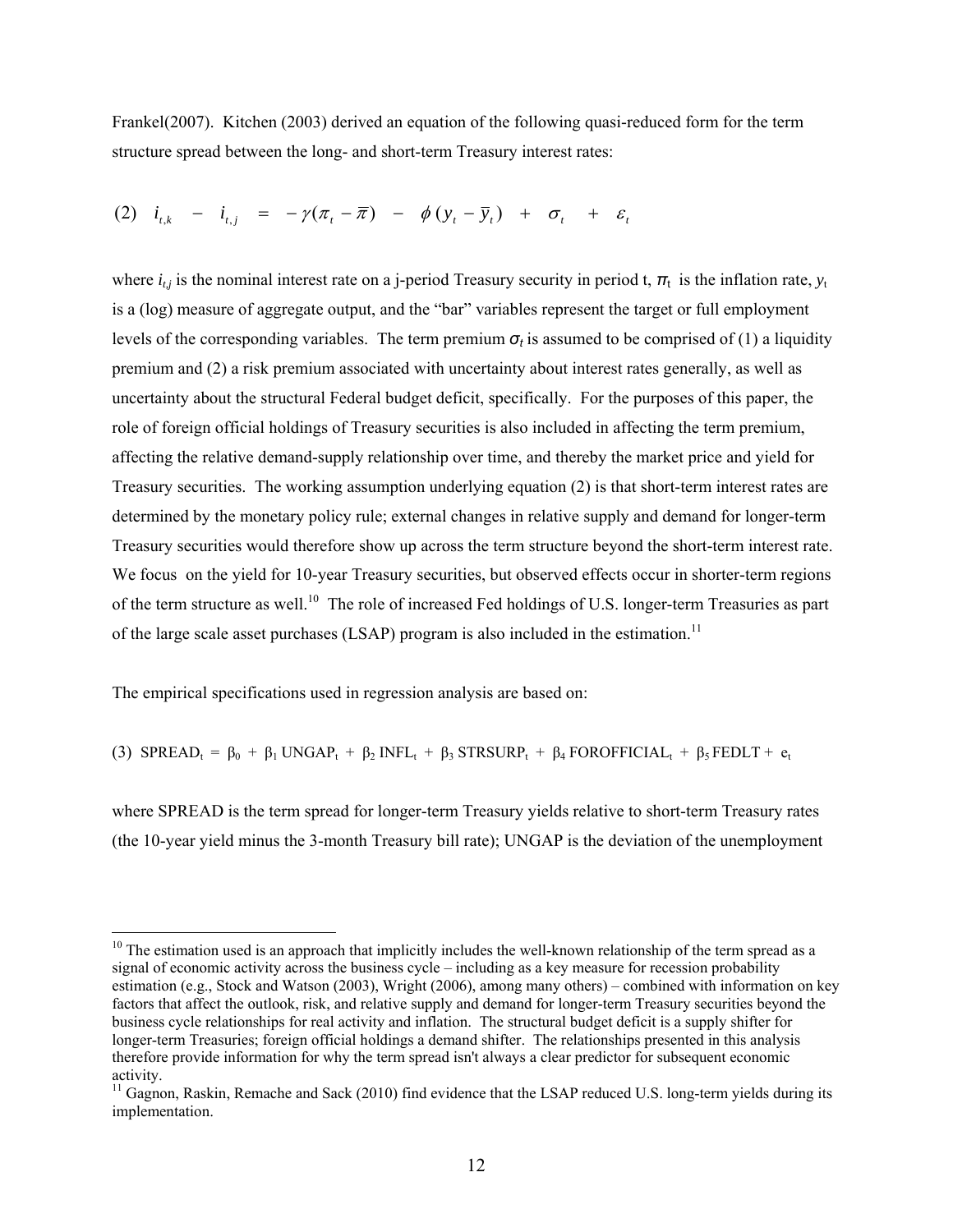Frankel(2007). Kitchen (2003) derived an equation of the following quasi-reduced form for the term structure spread between the long- and short-term Treasury interest rates:

$$(2) \quad i_{t,k} \; - \; i_{t,j} \; = \; -\gamma(\pi_t - \overline{\pi}) \; - \; \phi(y_t - \overline{y}_t) \; + \; \sigma_t \; + \; \varepsilon_t$$

where $i_{t,j}$ is the nominal interest rate on a j-period Treasury security in period t, $\pi_t$ is the inflation rate, $y_t$ is a (log) measure of aggregate output, and the "bar" variables represent the target or full employment levels of the corresponding variables. The term premium $\sigma_t$ is assumed to be comprised of (1) a liquidity premium and (2) a risk premium associated with uncertainty about interest rates generally, as well as uncertainty about the structural Federal budget deficit, specifically. For the purposes of this paper, the role of foreign official holdings of Treasury securities is also included in affecting the term premium, affecting the relative demand-supply relationship over time, and thereby the market price and yield for Treasury securities. The working assumption underlying equation (2) is that short-term interest rates are determined by the monetary policy rule; external changes in relative supply and demand for longer-term Treasury securities would therefore show up across the term structure beyond the short-term interest rate. We focus on the yield for 10-year Treasury securities, but observed effects occur in shorter-term regions of the term structure as well.[10] The role of increased Fed holdings of U.S. longer-term Treasuries as part of the large scale asset purchases (LSAP) program is also included in the estimation.[11]

The empirical specifications used in regression analysis are based on:

$$(3) \quad SPREAD_t = \beta_0 + \beta_1 \, UNGAP_t + \beta_2 \, INFL_t + \beta_3 \, STRSURP_t + \beta_4 \, FOROFFICIAL_t + \beta_5 \, FEDLT + e_t$$

where SPREAD is the term spread for longer-term Treasury yields relative to short-term Treasury rates (the 10-year yield minus the 3-month Treasury bill rate); UNGAP is the deviation of the unemployment

---

[10] The estimation used is an approach that implicitly includes the well-known relationship of the term spread as a signal of economic activity across the business cycle – including as a key measure for recession probability estimation (e.g., Stock and Watson (2003), Wright (2006), among many others) – combined with information on key factors that affect the outlook, risk, and relative supply and demand for longer-term Treasury securities beyond the business cycle relationships for real activity and inflation. The structural budget deficit is a supply shifter for longer-term Treasuries; foreign official holdings a demand shifter. The relationships presented in this analysis therefore provide information for why the term spread isn't always a clear predictor for subsequent economic activity.

[11] Gagnon, Raskin, Remache and Sack (2010) find evidence that the LSAP reduced U.S. long-term yields during its implementation.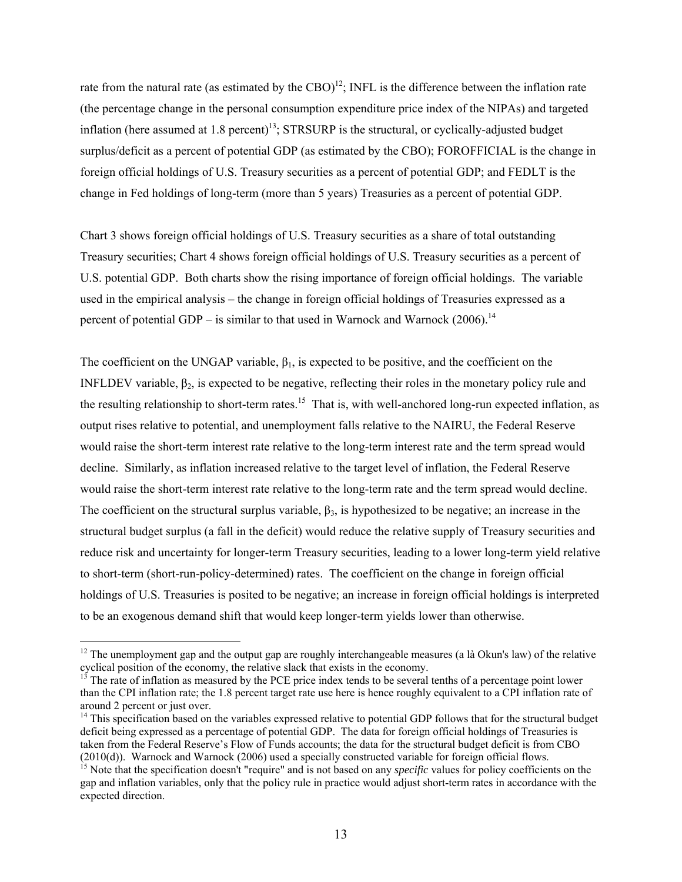rate from the natural rate (as estimated by the CBO)[12]; INFL is the difference between the inflation rate (the percentage change in the personal consumption expenditure price index of the NIPAs) and targeted inflation (here assumed at 1.8 percent)[13]; STRSURP is the structural, or cyclically-adjusted budget surplus/deficit as a percent of potential GDP (as estimated by the CBO); FOROFFICIAL is the change in foreign official holdings of U.S. Treasury securities as a percent of potential GDP; and FEDLT is the change in Fed holdings of long-term (more than 5 years) Treasuries as a percent of potential GDP.

Chart 3 shows foreign official holdings of U.S. Treasury securities as a share of total outstanding Treasury securities; Chart 4 shows foreign official holdings of U.S. Treasury securities as a percent of U.S. potential GDP. Both charts show the rising importance of foreign official holdings. The variable used in the empirical analysis – the change in foreign official holdings of Treasuries expressed as a percent of potential GDP – is similar to that used in Warnock and Warnock (2006).[14]

The coefficient on the UNGAP variable, $\beta_1$, is expected to be positive, and the coefficient on the INFLDEV variable, $\beta_2$, is expected to be negative, reflecting their roles in the monetary policy rule and the resulting relationship to short-term rates.[15] That is, with well-anchored long-run expected inflation, as output rises relative to potential, and unemployment falls relative to the NAIRU, the Federal Reserve would raise the short-term interest rate relative to the long-term interest rate and the term spread would decline. Similarly, as inflation increased relative to the target level of inflation, the Federal Reserve would raise the short-term interest rate relative to the long-term rate and the term spread would decline. The coefficient on the structural surplus variable, $\beta_3$, is hypothesized to be negative; an increase in the structural budget surplus (a fall in the deficit) would reduce the relative supply of Treasury securities and reduce risk and uncertainty for longer-term Treasury securities, leading to a lower long-term yield relative to short-term (short-run-policy-determined) rates. The coefficient on the change in foreign official holdings of U.S. Treasuries is posited to be negative; an increase in foreign official holdings is interpreted to be an exogenous demand shift that would keep longer-term yields lower than otherwise.

---

[12] The unemployment gap and the output gap are roughly interchangeable measures (a là Okun's law) of the relative cyclical position of the economy, the relative slack that exists in the economy.

[13] The rate of inflation as measured by the PCE price index tends to be several tenths of a percentage point lower than the CPI inflation rate; the 1.8 percent target rate use here is hence roughly equivalent to a CPI inflation rate of around 2 percent or just over.

[14] This specification based on the variables expressed relative to potential GDP follows that for the structural budget deficit being expressed as a percentage of potential GDP. The data for foreign official holdings of Treasuries is taken from the Federal Reserve's Flow of Funds accounts; the data for the structural budget deficit is from CBO (2010(d)). Warnock and Warnock (2006) used a specially constructed variable for foreign official flows.

[15] Note that the specification doesn't "require" and is not based on any *specific* values for policy coefficients on the gap and inflation variables, only that the policy rule in practice would adjust short-term rates in accordance with the expected direction.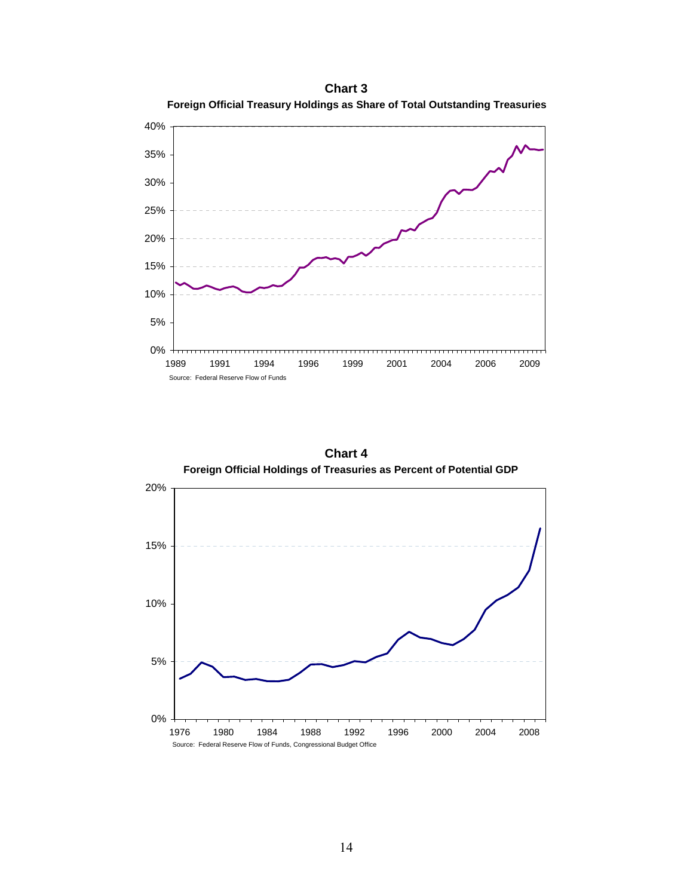**Chart 3**

**Foreign Official Treasury Holdings as Share of Total Outstanding Treasuries**

40%
35%
30%
25%
20%
15%
10%
5%
0%

1989
1991
1994
1996
1999
2001
2004
2006
2009

Source: Federal Reserve Flow of Funds

**Chart 4**

**Foreign Official Holdings of Treasuries as Percent of Potential GDP**

20%
15%
10%
5%
0%

1976
1980
1984
1988
1992
1996
2000
2004
2008

Source: Federal Reserve Flow of Funds, Congressional Budget Office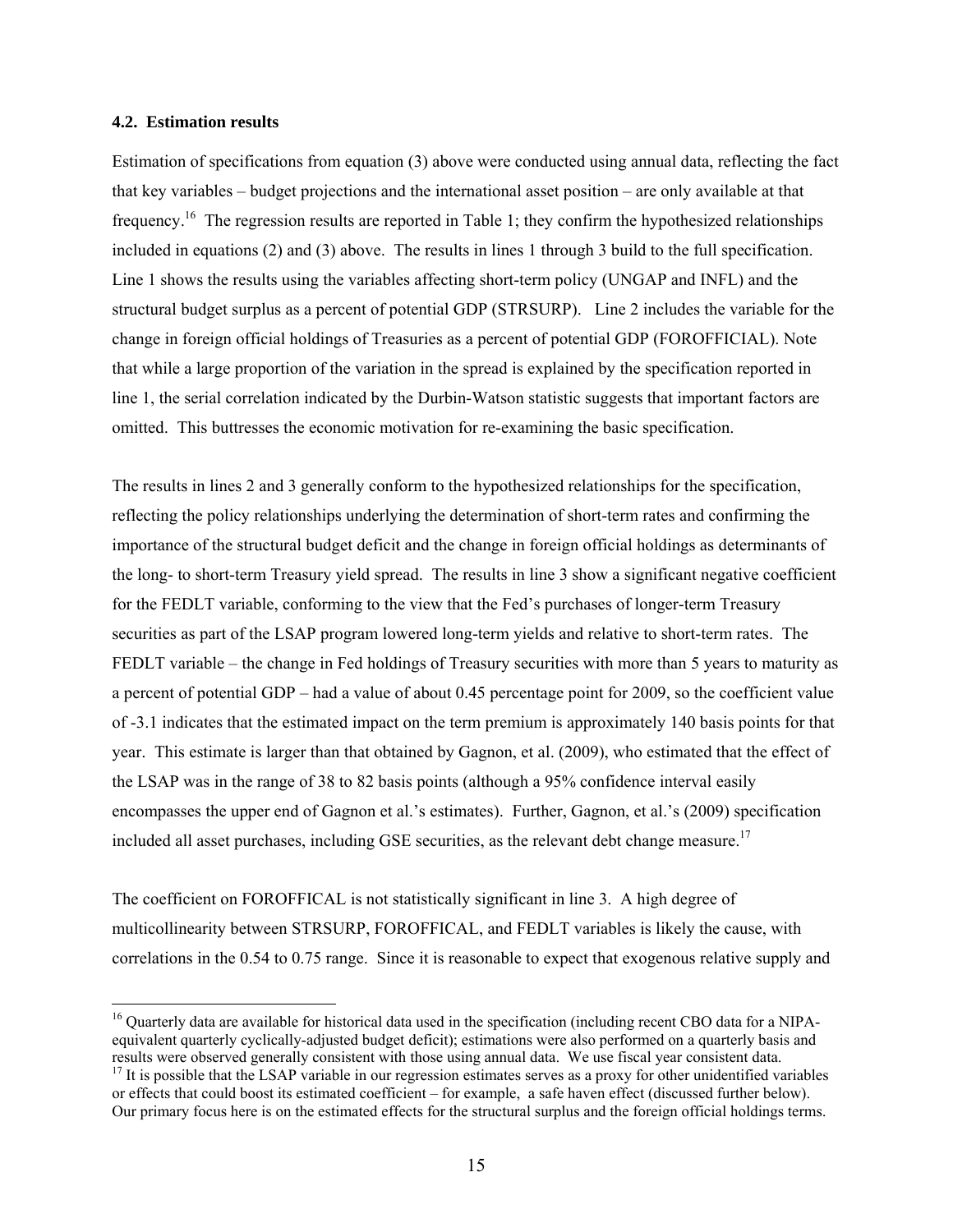### 4.2. Estimation results

Estimation of specifications from equation (3) above were conducted using annual data, reflecting the fact that key variables – budget projections and the international asset position – are only available at that frequency.[16] The regression results are reported in Table 1; they confirm the hypothesized relationships included in equations (2) and (3) above. The results in lines 1 through 3 build to the full specification. Line 1 shows the results using the variables affecting short-term policy (UNGAP and INFL) and the structural budget surplus as a percent of potential GDP (STRSURP). Line 2 includes the variable for the change in foreign official holdings of Treasuries as a percent of potential GDP (FOROFFICIAL). Note that while a large proportion of the variation in the spread is explained by the specification reported in line 1, the serial correlation indicated by the Durbin-Watson statistic suggests that important factors are omitted. This buttresses the economic motivation for re-examining the basic specification.

The results in lines 2 and 3 generally conform to the hypothesized relationships for the specification, reflecting the policy relationships underlying the determination of short-term rates and confirming the importance of the structural budget deficit and the change in foreign official holdings as determinants of the long- to short-term Treasury yield spread. The results in line 3 show a significant negative coefficient for the FEDLT variable, conforming to the view that the Fed's purchases of longer-term Treasury securities as part of the LSAP program lowered long-term yields and relative to short-term rates. The FEDLT variable – the change in Fed holdings of Treasury securities with more than 5 years to maturity as a percent of potential GDP – had a value of about 0.45 percentage point for 2009, so the coefficient value of -3.1 indicates that the estimated impact on the term premium is approximately 140 basis points for that year. This estimate is larger than that obtained by Gagnon, et al. (2009), who estimated that the effect of the LSAP was in the range of 38 to 82 basis points (although a 95% confidence interval easily encompasses the upper end of Gagnon et al.'s estimates). Further, Gagnon, et al.'s (2009) specification included all asset purchases, including GSE securities, as the relevant debt change measure.[17]

The coefficient on FOROFFICAL is not statistically significant in line 3. A high degree of multicollinearity between STRSURP, FOROFFICAL, and FEDLT variables is likely the cause, with correlations in the 0.54 to 0.75 range. Since it is reasonable to expect that exogenous relative supply and

---

[16] Quarterly data are available for historical data used in the specification (including recent CBO data for a NIPA-equivalent quarterly cyclically-adjusted budget deficit); estimations were also performed on a quarterly basis and results were observed generally consistent with those using annual data. We use fiscal year consistent data.

[17] It is possible that the LSAP variable in our regression estimates serves as a proxy for other unidentified variables or effects that could boost its estimated coefficient – for example, a safe haven effect (discussed further below). Our primary focus here is on the estimated effects for the structural surplus and the foreign official holdings terms.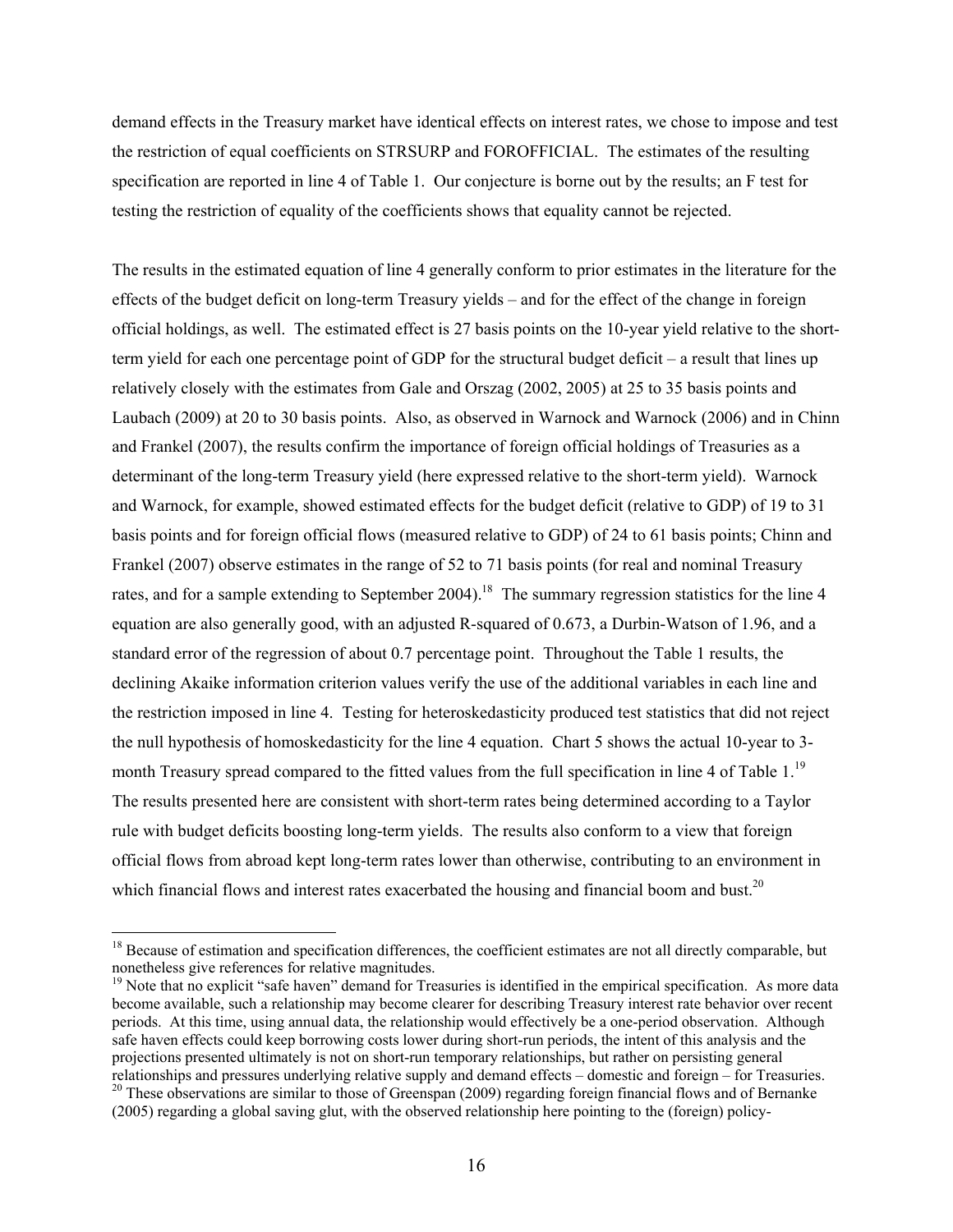demand effects in the Treasury market have identical effects on interest rates, we chose to impose and test the restriction of equal coefficients on STRSURP and FOROFFICIAL. The estimates of the resulting specification are reported in line 4 of Table 1. Our conjecture is borne out by the results; an F test for testing the restriction of equality of the coefficients shows that equality cannot be rejected.

The results in the estimated equation of line 4 generally conform to prior estimates in the literature for the effects of the budget deficit on long-term Treasury yields – and for the effect of the change in foreign official holdings, as well. The estimated effect is 27 basis points on the 10-year yield relative to the short-term yield for each one percentage point of GDP for the structural budget deficit – a result that lines up relatively closely with the estimates from Gale and Orszag (2002, 2005) at 25 to 35 basis points and Laubach (2009) at 20 to 30 basis points. Also, as observed in Warnock and Warnock (2006) and in Chinn and Frankel (2007), the results confirm the importance of foreign official holdings of Treasuries as a determinant of the long-term Treasury yield (here expressed relative to the short-term yield). Warnock and Warnock, for example, showed estimated effects for the budget deficit (relative to GDP) of 19 to 31 basis points and for foreign official flows (measured relative to GDP) of 24 to 61 basis points; Chinn and Frankel (2007) observe estimates in the range of 52 to 71 basis points (for real and nominal Treasury rates, and for a sample extending to September 2004).[18] The summary regression statistics for the line 4 equation are also generally good, with an adjusted R-squared of 0.673, a Durbin-Watson of 1.96, and a standard error of the regression of about 0.7 percentage point. Throughout the Table 1 results, the declining Akaike information criterion values verify the use of the additional variables in each line and the restriction imposed in line 4. Testing for heteroskedasticity produced test statistics that did not reject the null hypothesis of homoskedasticity for the line 4 equation. Chart 5 shows the actual 10-year to 3-month Treasury spread compared to the fitted values from the full specification in line 4 of Table 1.[19] The results presented here are consistent with short-term rates being determined according to a Taylor rule with budget deficits boosting long-term yields. The results also conform to a view that foreign official flows from abroad kept long-term rates lower than otherwise, contributing to an environment in which financial flows and interest rates exacerbated the housing and financial boom and bust.[20]

[18] Because of estimation and specification differences, the coefficient estimates are not all directly comparable, but nonetheless give references for relative magnitudes.

[19] Note that no explicit "safe haven" demand for Treasuries is identified in the empirical specification. As more data become available, such a relationship may become clearer for describing Treasury interest rate behavior over recent periods. At this time, using annual data, the relationship would effectively be a one-period observation. Although safe haven effects could keep borrowing costs lower during short-run periods, the intent of this analysis and the projections presented ultimately is not on short-run temporary relationships, but rather on persisting general relationships and pressures underlying relative supply and demand effects – domestic and foreign – for Treasuries.

[20] These observations are similar to those of Greenspan (2009) regarding foreign financial flows and of Bernanke (2005) regarding a global saving glut, with the observed relationship here pointing to the (foreign) policy-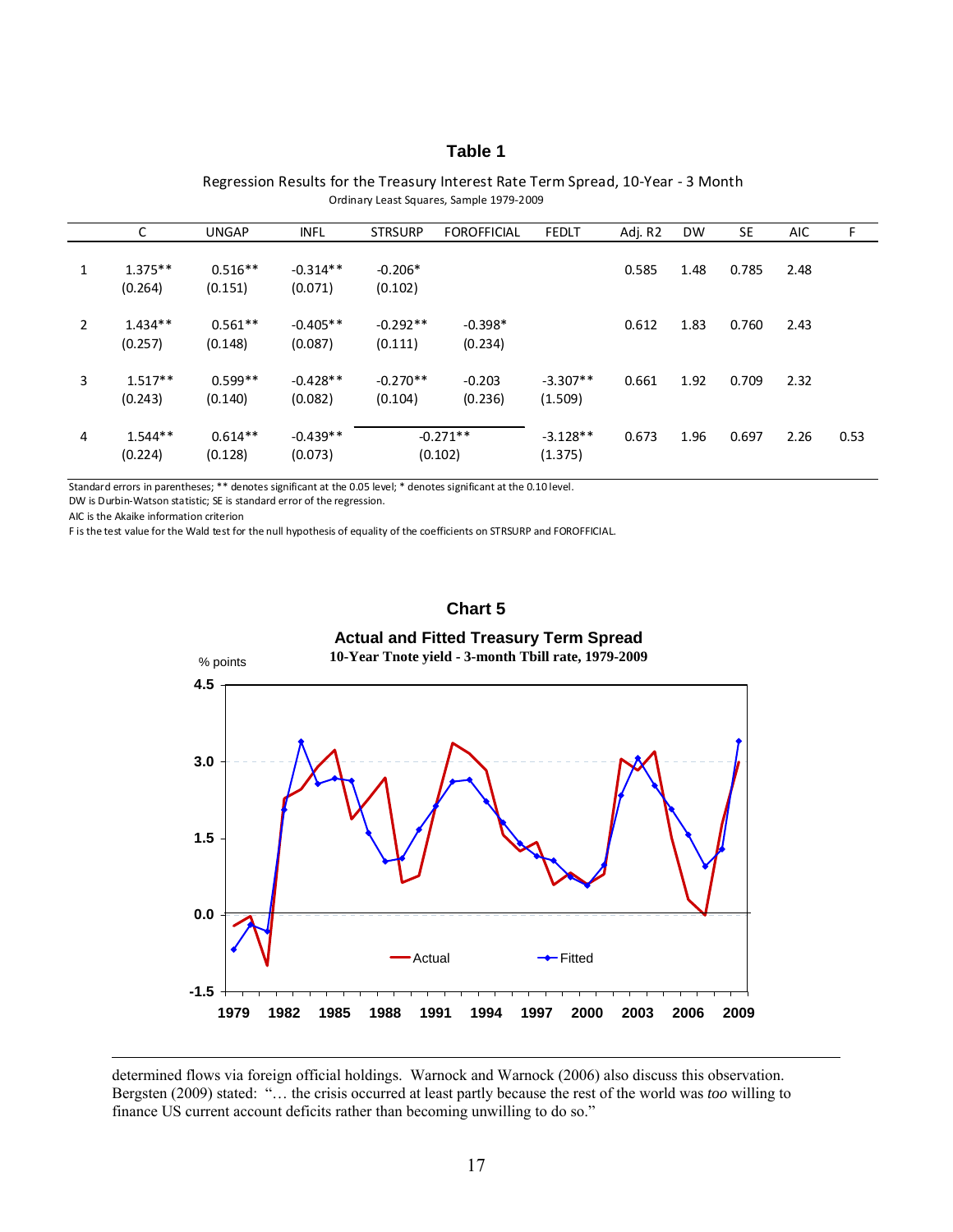## Table 1

Regression Results for the Treasury Interest Rate Term Spread, 10-Year - 3 Month
Ordinary Least Squares, Sample 1979-2009

| | C | UNGAP | INFL | STRSURP | FOROFFICIAL | FEDLT | Adj. R2 | DW | SE | AIC | F |
|---|---|---|---|---|---|---|---|---|---|---|---|
| 1 | 1.375** (0.264) | 0.516** (0.151) | -0.314** (0.071) | -0.206* (0.102) | | | 0.585 | 1.48 | 0.785 | 2.48 | |
| 2 | 1.434** (0.257) | 0.561** (0.148) | -0.405** (0.087) | -0.292** (0.111) | -0.398* (0.234) | | 0.612 | 1.83 | 0.760 | 2.43 | |
| 3 | 1.517** (0.243) | 0.599** (0.140) | -0.428** (0.082) | -0.270** (0.104) | -0.203 (0.236) | -3.307** (1.509) | 0.661 | 1.92 | 0.709 | 2.32 | |
| 4 | 1.544** (0.224) | 0.614** (0.128) | -0.439** (0.073) | -0.271** (0.102) | | -3.128** (1.375) | 0.673 | 1.96 | 0.697 | 2.26 | 0.53 |

Standard errors in parentheses; ** denotes significant at the 0.05 level; * denotes significant at the 0.10 level.
DW is Durbin-Watson statistic; SE is standard error of the regression.
AIC is the Akaike information criterion
F is the test value for the Wald test for the null hypothesis of equality of the coefficients on STRSURP and FOROFFICIAL.

## Chart 5

**Actual and Fitted Treasury Term Spread**

**10-Year Tnote yield - 3-month Tbill rate, 1979-2009**

% points

4.5
3.0
1.5
0.0
-1.5

1979 1982 1985 1988 1991 1994 1997 2000 2003 2006 2009

Actual
Fitted

---

determined flows via foreign official holdings. Warnock and Warnock (2006) also discuss this observation. Bergsten (2009) stated: "… the crisis occurred at least partly because the rest of the world was *too* willing to finance US current account deficits rather than becoming unwilling to do so."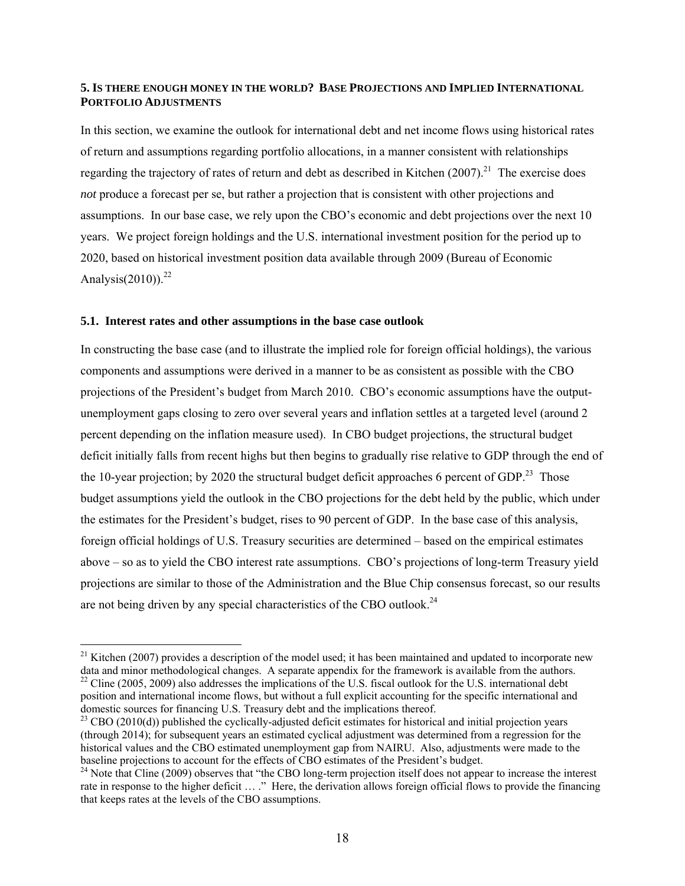## 5. Is there enough money in the world? Base Projections and Implied International Portfolio Adjustments

In this section, we examine the outlook for international debt and net income flows using historical rates of return and assumptions regarding portfolio allocations, in a manner consistent with relationships regarding the trajectory of rates of return and debt as described in Kitchen (2007).[21] The exercise does *not* produce a forecast per se, but rather a projection that is consistent with other projections and assumptions. In our base case, we rely upon the CBO's economic and debt projections over the next 10 years. We project foreign holdings and the U.S. international investment position for the period up to 2020, based on historical investment position data available through 2009 (Bureau of Economic Analysis(2010)).[22]

### 5.1. Interest rates and other assumptions in the base case outlook

In constructing the base case (and to illustrate the implied role for foreign official holdings), the various components and assumptions were derived in a manner to be as consistent as possible with the CBO projections of the President's budget from March 2010. CBO's economic assumptions have the output-unemployment gaps closing to zero over several years and inflation settles at a targeted level (around 2 percent depending on the inflation measure used). In CBO budget projections, the structural budget deficit initially falls from recent highs but then begins to gradually rise relative to GDP through the end of the 10-year projection; by 2020 the structural budget deficit approaches 6 percent of GDP.[23] Those budget assumptions yield the outlook in the CBO projections for the debt held by the public, which under the estimates for the President's budget, rises to 90 percent of GDP. In the base case of this analysis, foreign official holdings of U.S. Treasury securities are determined – based on the empirical estimates above – so as to yield the CBO interest rate assumptions. CBO's projections of long-term Treasury yield projections are similar to those of the Administration and the Blue Chip consensus forecast, so our results are not being driven by any special characteristics of the CBO outlook.[24]

---

[21] Kitchen (2007) provides a description of the model used; it has been maintained and updated to incorporate new data and minor methodological changes. A separate appendix for the framework is available from the authors.

[22] Cline (2005, 2009) also addresses the implications of the U.S. fiscal outlook for the U.S. international debt position and international income flows, but without a full explicit accounting for the specific international and domestic sources for financing U.S. Treasury debt and the implications thereof.

[23] CBO (2010(d)) published the cyclically-adjusted deficit estimates for historical and initial projection years (through 2014); for subsequent years an estimated cyclical adjustment was determined from a regression for the historical values and the CBO estimated unemployment gap from NAIRU. Also, adjustments were made to the baseline projections to account for the effects of CBO estimates of the President's budget.

[24] Note that Cline (2009) observes that "the CBO long-term projection itself does not appear to increase the interest rate in response to the higher deficit … ." Here, the derivation allows foreign official flows to provide the financing that keeps rates at the levels of the CBO assumptions.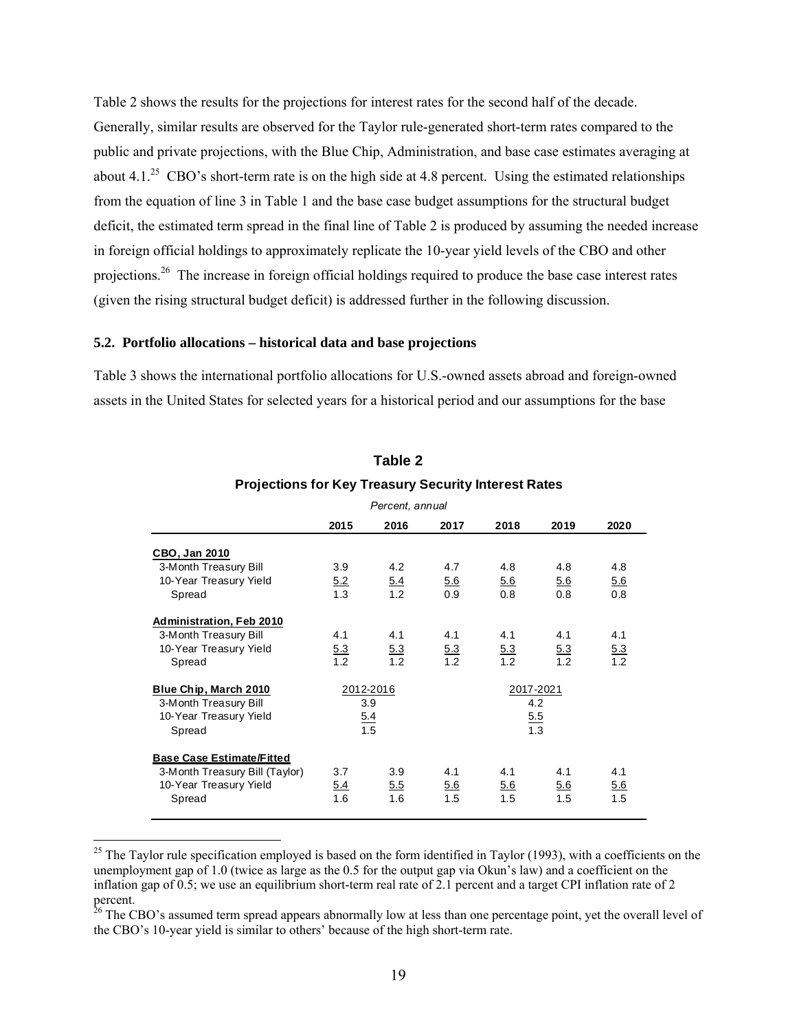Table 2 shows the results for the projections for interest rates for the second half of the decade. Generally, similar results are observed for the Taylor rule-generated short-term rates compared to the public and private projections, with the Blue Chip, Administration, and base case estimates averaging at about 4.1.[25] CBO's short-term rate is on the high side at 4.8 percent. Using the estimated relationships from the equation of line 3 in Table 1 and the base case budget assumptions for the structural budget deficit, the estimated term spread in the final line of Table 2 is produced by assuming the needed increase in foreign official holdings to approximately replicate the 10-year yield levels of the CBO and other projections.[26] The increase in foreign official holdings required to produce the base case interest rates (given the rising structural budget deficit) is addressed further in the following discussion.

### 5.2. Portfolio allocations – historical data and base projections

Table 3 shows the international portfolio allocations for U.S.-owned assets abroad and foreign-owned assets in the United States for selected years for a historical period and our assumptions for the base

**Table 2**

**Projections for Key Treasury Security Interest Rates**

*Percent, annual*

| | 2015 | 2016 | 2017 | 2018 | 2019 | 2020 |
|---|---|---|---|---|---|---|
| **CBO, Jan 2010** | | | | | | |
| 3-Month Treasury Bill | 3.9 | 4.2 | 4.7 | 4.8 | 4.8 | 4.8 |
| 10-Year Treasury Yield | 5.2 | 5.4 | 5.6 | 5.6 | 5.6 | 5.6 |
| Spread | 1.3 | 1.2 | 0.9 | 0.8 | 0.8 | 0.8 |
| **Administration, Feb 2010** | | | | | | |
| 3-Month Treasury Bill | 4.1 | 4.1 | 4.1 | 4.1 | 4.1 | 4.1 |
| 10-Year Treasury Yield | 5.3 | 5.3 | 5.3 | 5.3 | 5.3 | 5.3 |
| Spread | 1.2 | 1.2 | 1.2 | 1.2 | 1.2 | 1.2 |
| **Blue Chip, March 2010** | 2012-2016 | | | 2017-2021 | | |
| 3-Month Treasury Bill | 3.9 | | | 4.2 | | |
| 10-Year Treasury Yield | 5.4 | | | 5.5 | | |
| Spread | 1.5 | | | 1.3 | | |
| **Base Case Estimate/Fitted** | | | | | | |
| 3-Month Treasury Bill (Taylor) | 3.7 | 3.9 | 4.1 | 4.1 | 4.1 | 4.1 |
| 10-Year Treasury Yield | 5.4 | 5.5 | 5.6 | 5.6 | 5.6 | 5.6 |
| Spread | 1.6 | 1.6 | 1.5 | 1.5 | 1.5 | 1.5 |

[25] The Taylor rule specification employed is based on the form identified in Taylor (1993), with a coefficients on the unemployment gap of 1.0 (twice as large as the 0.5 for the output gap via Okun's law) and a coefficient on the inflation gap of 0.5; we use an equilibrium short-term real rate of 2.1 percent and a target CPI inflation rate of 2 percent.

[26] The CBO's assumed term spread appears abnormally low at less than one percentage point, yet the overall level of the CBO's 10-year yield is similar to others' because of the high short-term rate.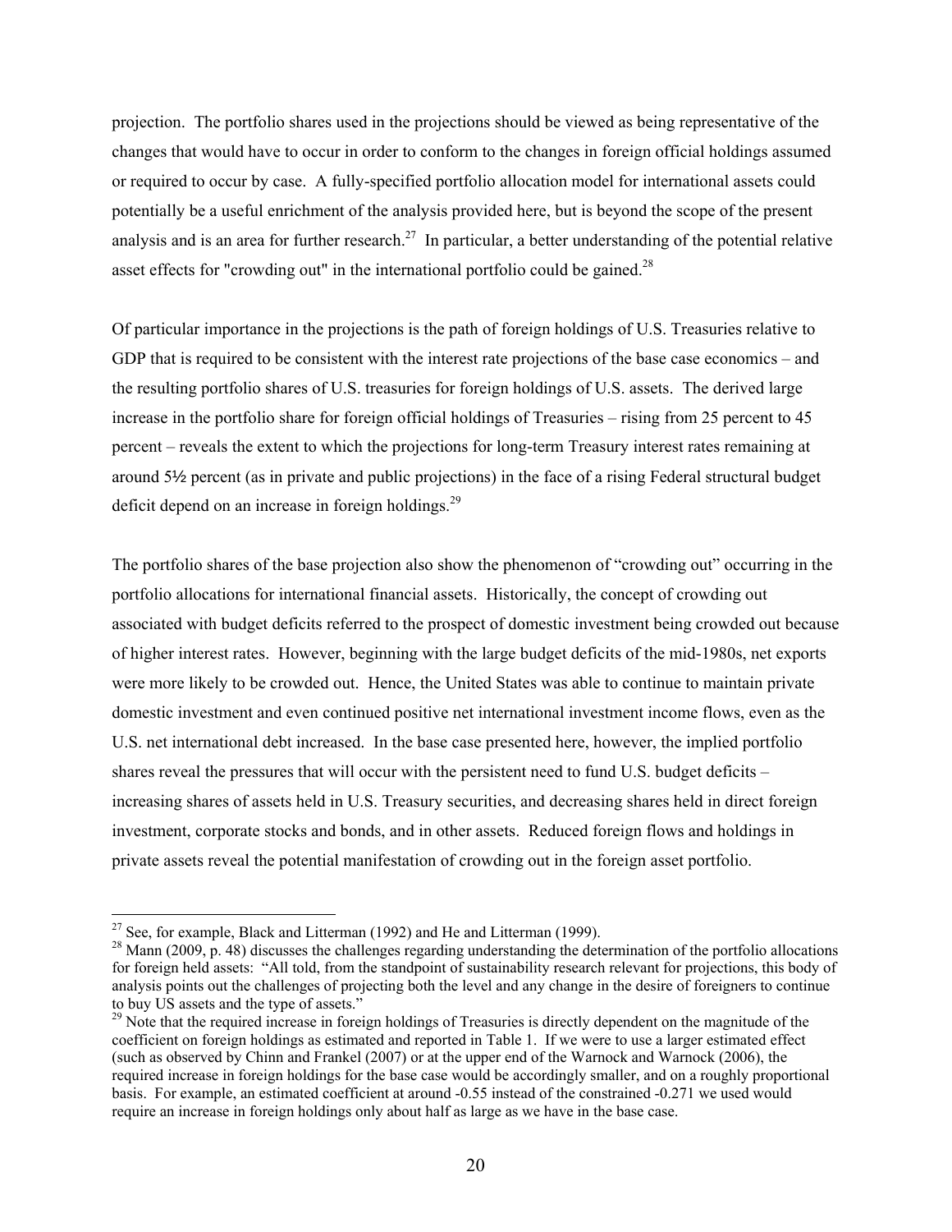projection. The portfolio shares used in the projections should be viewed as being representative of the changes that would have to occur in order to conform to the changes in foreign official holdings assumed or required to occur by case. A fully-specified portfolio allocation model for international assets could potentially be a useful enrichment of the analysis provided here, but is beyond the scope of the present analysis and is an area for further research.[27] In particular, a better understanding of the potential relative asset effects for "crowding out" in the international portfolio could be gained.[28]

Of particular importance in the projections is the path of foreign holdings of U.S. Treasuries relative to GDP that is required to be consistent with the interest rate projections of the base case economics – and the resulting portfolio shares of U.S. treasuries for foreign holdings of U.S. assets. The derived large increase in the portfolio share for foreign official holdings of Treasuries – rising from 25 percent to 45 percent – reveals the extent to which the projections for long-term Treasury interest rates remaining at around 5½ percent (as in private and public projections) in the face of a rising Federal structural budget deficit depend on an increase in foreign holdings.[29]

The portfolio shares of the base projection also show the phenomenon of "crowding out" occurring in the portfolio allocations for international financial assets. Historically, the concept of crowding out associated with budget deficits referred to the prospect of domestic investment being crowded out because of higher interest rates. However, beginning with the large budget deficits of the mid-1980s, net exports were more likely to be crowded out. Hence, the United States was able to continue to maintain private domestic investment and even continued positive net international investment income flows, even as the U.S. net international debt increased. In the base case presented here, however, the implied portfolio shares reveal the pressures that will occur with the persistent need to fund U.S. budget deficits – increasing shares of assets held in U.S. Treasury securities, and decreasing shares held in direct foreign investment, corporate stocks and bonds, and in other assets. Reduced foreign flows and holdings in private assets reveal the potential manifestation of crowding out in the foreign asset portfolio.

---

[27] See, for example, Black and Litterman (1992) and He and Litterman (1999).

[28] Mann (2009, p. 48) discusses the challenges regarding understanding the determination of the portfolio allocations for foreign held assets: "All told, from the standpoint of sustainability research relevant for projections, this body of analysis points out the challenges of projecting both the level and any change in the desire of foreigners to continue to buy US assets and the type of assets."

[29] Note that the required increase in foreign holdings of Treasuries is directly dependent on the magnitude of the coefficient on foreign holdings as estimated and reported in Table 1. If we were to use a larger estimated effect (such as observed by Chinn and Frankel (2007) or at the upper end of the Warnock and Warnock (2006), the required increase in foreign holdings for the base case would be accordingly smaller, and on a roughly proportional basis. For example, an estimated coefficient at around -0.55 instead of the constrained -0.271 we used would require an increase in foreign holdings only about half as large as we have in the base case.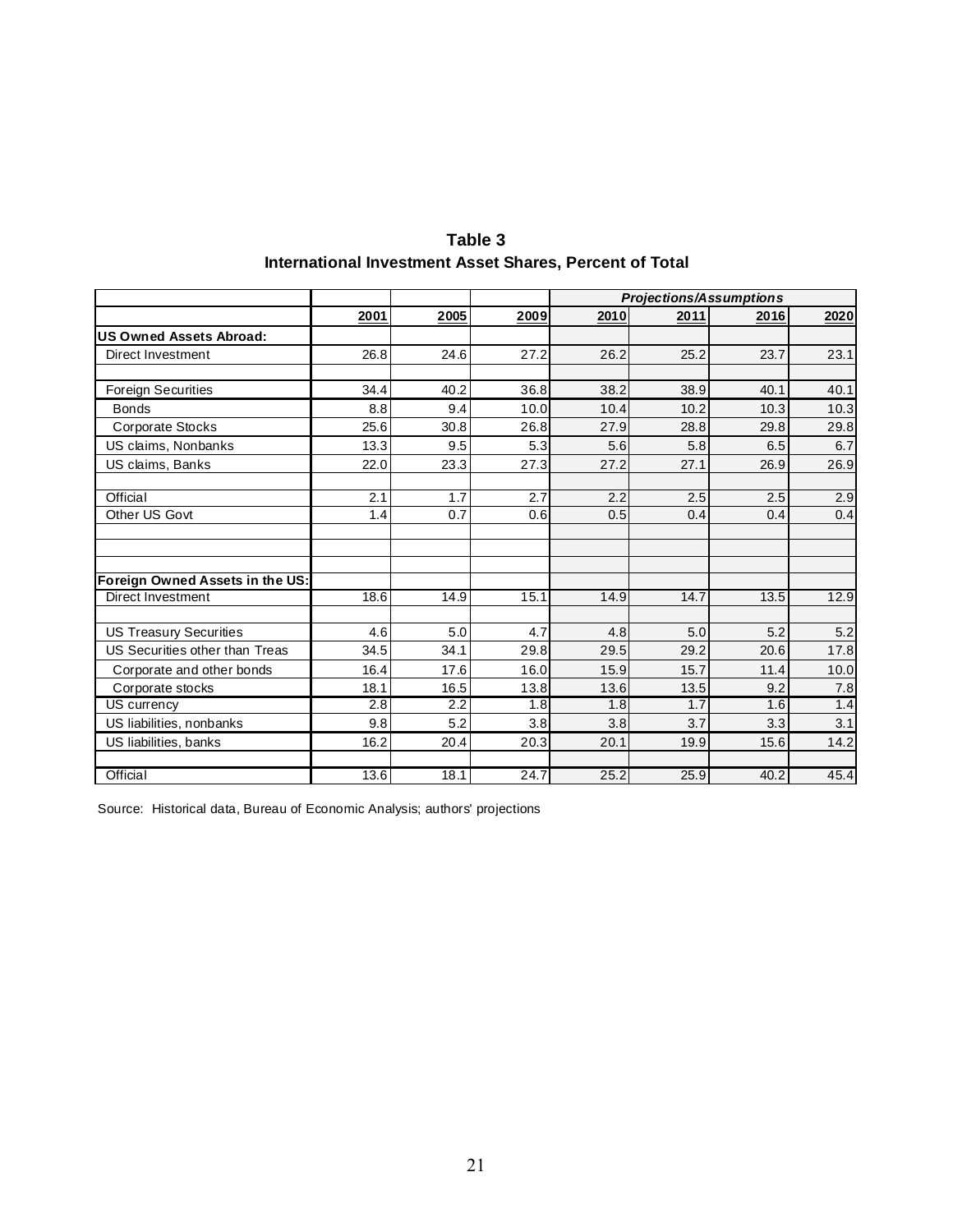**Table 3**
**International Investment Asset Shares, Percent of Total**

| | | | | *Projections/Assumptions* | | | |
|---|---|---|---|---|---|---|---|
| | 2001 | 2005 | 2009 | 2010 | 2011 | 2016 | 2020 |
| **US Owned Assets Abroad:** | | | | | | | |
| Direct Investment | 26.8 | 24.6 | 27.2 | 26.2 | 25.2 | 23.7 | 23.1 |
| | | | | | | | |
| Foreign Securities | 34.4 | 40.2 | 36.8 | 38.2 | 38.9 | 40.1 | 40.1 |
| Bonds | 8.8 | 9.4 | 10.0 | 10.4 | 10.2 | 10.3 | 10.3 |
| Corporate Stocks | 25.6 | 30.8 | 26.8 | 27.9 | 28.8 | 29.8 | 29.8 |
| US claims, Nonbanks | 13.3 | 9.5 | 5.3 | 5.6 | 5.8 | 6.5 | 6.7 |
| US claims, Banks | 22.0 | 23.3 | 27.3 | 27.2 | 27.1 | 26.9 | 26.9 |
| | | | | | | | |
| Official | 2.1 | 1.7 | 2.7 | 2.2 | 2.5 | 2.5 | 2.9 |
| Other US Govt | 1.4 | 0.7 | 0.6 | 0.5 | 0.4 | 0.4 | 0.4 |
| | | | | | | | |
| | | | | | | | |
| | | | | | | | |
| **Foreign Owned Assets in the US:** | | | | | | | |
| Direct Investment | 18.6 | 14.9 | 15.1 | 14.9 | 14.7 | 13.5 | 12.9 |
| | | | | | | | |
| US Treasury Securities | 4.6 | 5.0 | 4.7 | 4.8 | 5.0 | 5.2 | 5.2 |
| US Securities other than Treas | 34.5 | 34.1 | 29.8 | 29.5 | 29.2 | 20.6 | 17.8 |
| Corporate and other bonds | 16.4 | 17.6 | 16.0 | 15.9 | 15.7 | 11.4 | 10.0 |
| Corporate stocks | 18.1 | 16.5 | 13.8 | 13.6 | 13.5 | 9.2 | 7.8 |
| US currency | 2.8 | 2.2 | 1.8 | 1.8 | 1.7 | 1.6 | 1.4 |
| US liabilities, nonbanks | 9.8 | 5.2 | 3.8 | 3.8 | 3.7 | 3.3 | 3.1 |
| US liabilities, banks | 16.2 | 20.4 | 20.3 | 20.1 | 19.9 | 15.6 | 14.2 |
| | | | | | | | |
| Official | 13.6 | 18.1 | 24.7 | 25.2 | 25.9 | 40.2 | 45.4 |

Source: Historical data, Bureau of Economic Analysis; authors' projections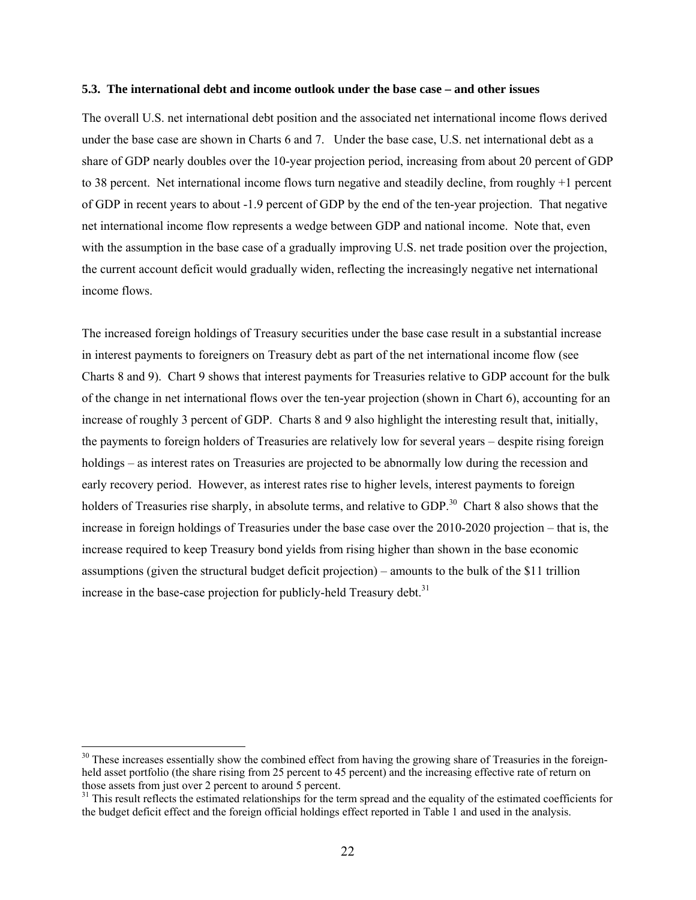### 5.3. The international debt and income outlook under the base case – and other issues

The overall U.S. net international debt position and the associated net international income flows derived under the base case are shown in Charts 6 and 7. Under the base case, U.S. net international debt as a share of GDP nearly doubles over the 10-year projection period, increasing from about 20 percent of GDP to 38 percent. Net international income flows turn negative and steadily decline, from roughly +1 percent of GDP in recent years to about -1.9 percent of GDP by the end of the ten-year projection. That negative net international income flow represents a wedge between GDP and national income. Note that, even with the assumption in the base case of a gradually improving U.S. net trade position over the projection, the current account deficit would gradually widen, reflecting the increasingly negative net international income flows.

The increased foreign holdings of Treasury securities under the base case result in a substantial increase in interest payments to foreigners on Treasury debt as part of the net international income flow (see Charts 8 and 9). Chart 9 shows that interest payments for Treasuries relative to GDP account for the bulk of the change in net international flows over the ten-year projection (shown in Chart 6), accounting for an increase of roughly 3 percent of GDP. Charts 8 and 9 also highlight the interesting result that, initially, the payments to foreign holders of Treasuries are relatively low for several years – despite rising foreign holdings – as interest rates on Treasuries are projected to be abnormally low during the recession and early recovery period. However, as interest rates rise to higher levels, interest payments to foreign holders of Treasuries rise sharply, in absolute terms, and relative to GDP.[30] Chart 8 also shows that the increase in foreign holdings of Treasuries under the base case over the 2010-2020 projection – that is, the increase required to keep Treasury bond yields from rising higher than shown in the base economic assumptions (given the structural budget deficit projection) – amounts to the bulk of the $11 trillion increase in the base-case projection for publicly-held Treasury debt.[31]

---

[30] These increases essentially show the combined effect from having the growing share of Treasuries in the foreign-held asset portfolio (the share rising from 25 percent to 45 percent) and the increasing effective rate of return on those assets from just over 2 percent to around 5 percent.

[31] This result reflects the estimated relationships for the term spread and the equality of the estimated coefficients for the budget deficit effect and the foreign official holdings effect reported in Table 1 and used in the analysis.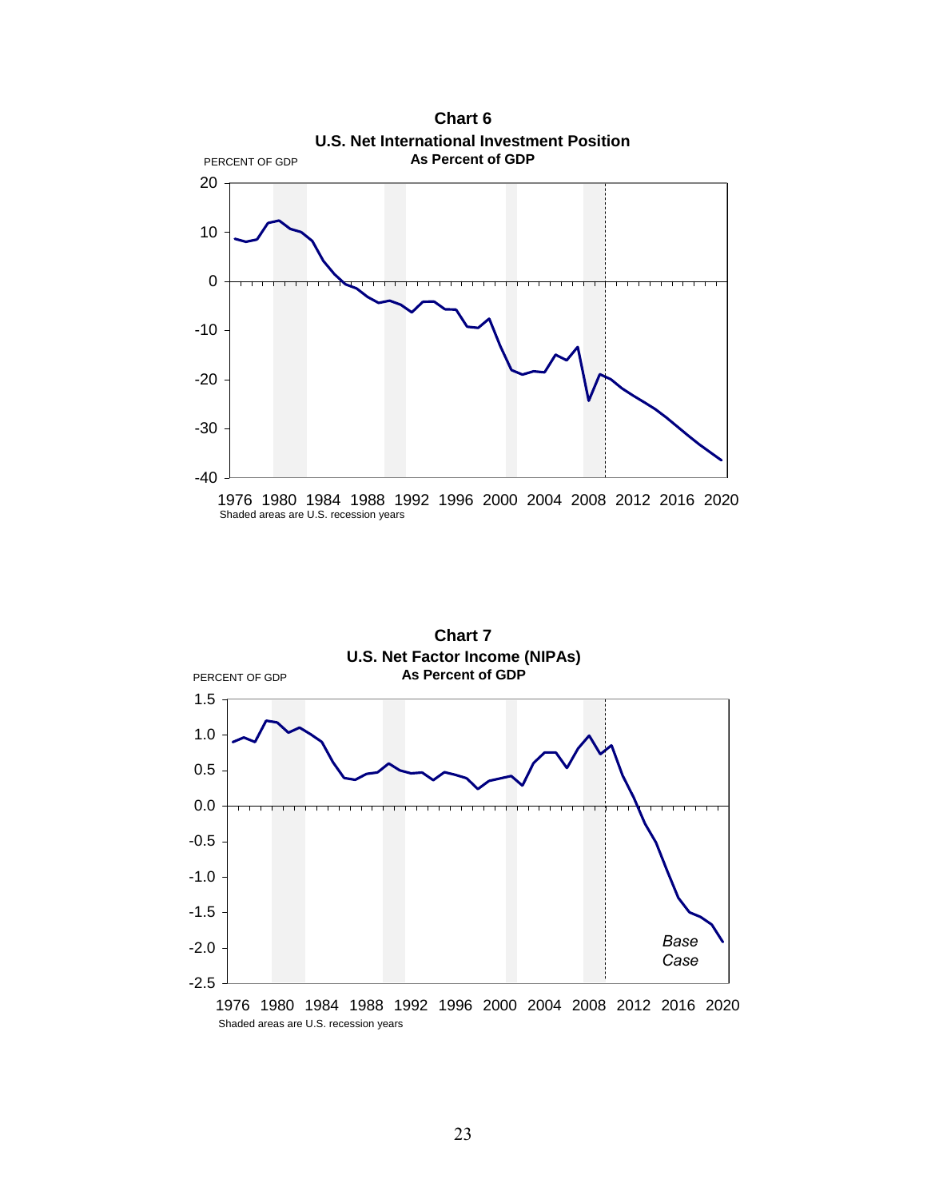**Chart 6**
**U.S. Net International Investment Position**
**As Percent of GDP**

PERCENT OF GDP

20
10
0
-10
-20
-30
-40

1976 1980 1984 1988 1992 1996 2000 2004 2008 2012 2016 2020

Shaded areas are U.S. recession years

**Chart 7**
**U.S. Net Factor Income (NIPAs)**
**As Percent of GDP**

PERCENT OF GDP

1.5
1.0
0.5
0.0
-0.5
-1.0
-1.5
-2.0
-2.5

*Base Case*

1976 1980 1984 1988 1992 1996 2000 2004 2008 2012 2016 2020

Shaded areas are U.S. recession years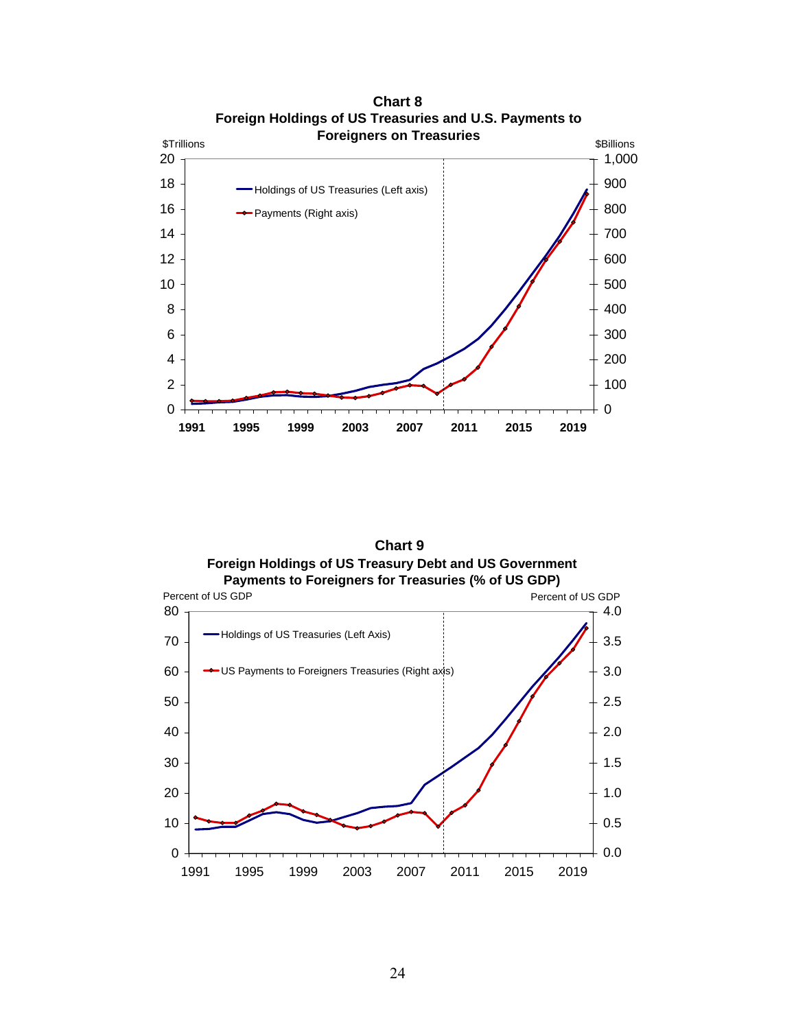**Chart 8**
**Foreign Holdings of US Treasuries and U.S. Payments to Foreigners on Treasuries**

$Trillions

$Billions

20
18
16
14
12
10
8
6
4
2
0

1,000
900
800
700
600
500
400
300
200
100
0

Holdings of US Treasuries (Left axis)

Payments (Right axis)

1991
1995
1999
2003
2007
2011
2015
2019

**Chart 9**
**Foreign Holdings of US Treasury Debt and US Government Payments to Foreigners for Treasuries (% of US GDP)**

Percent of US GDP

Percent of US GDP

80
70
60
50
40
30
20
10
0

4.0
3.5
3.0
2.5
2.0
1.5
1.0
0.5
0.0

Holdings of US Treasuries (Left Axis)

US Payments to Foreigners Treasuries (Right axis)

1991
1995
1999
2003
2007
2011
2015
2019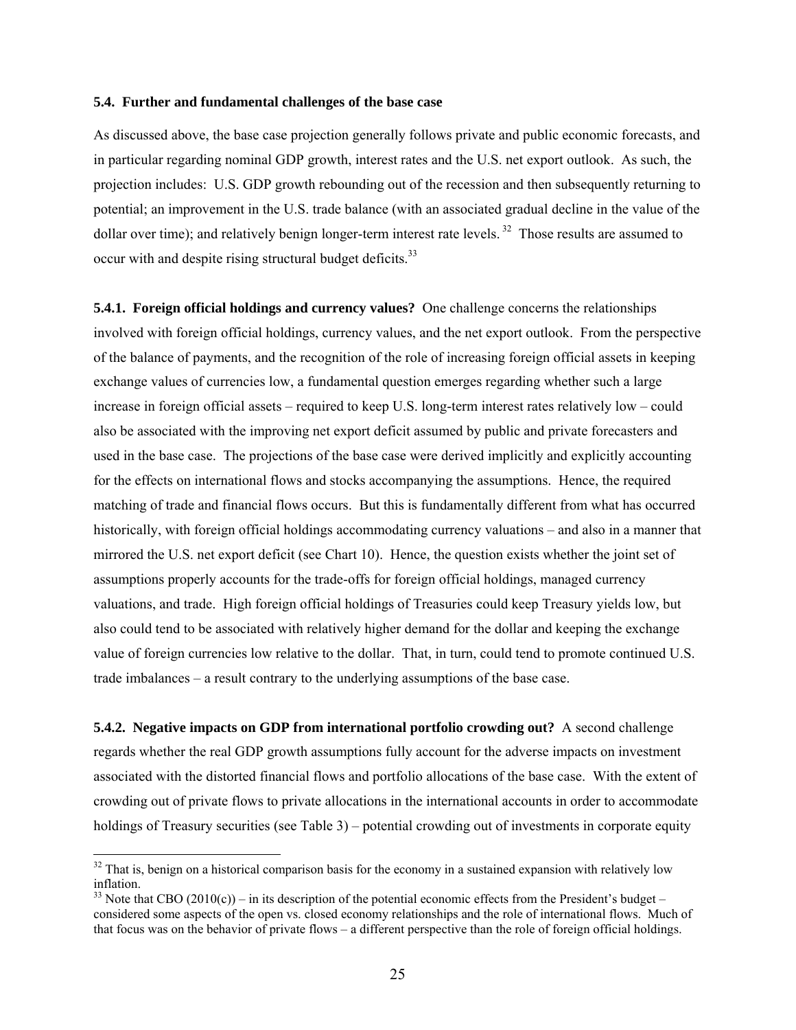### 5.4. Further and fundamental challenges of the base case

As discussed above, the base case projection generally follows private and public economic forecasts, and in particular regarding nominal GDP growth, interest rates and the U.S. net export outlook. As such, the projection includes: U.S. GDP growth rebounding out of the recession and then subsequently returning to potential; an improvement in the U.S. trade balance (with an associated gradual decline in the value of the dollar over time); and relatively benign longer-term interest rate levels.[32] Those results are assumed to occur with and despite rising structural budget deficits.[33]

**5.4.1. Foreign official holdings and currency values?** One challenge concerns the relationships involved with foreign official holdings, currency values, and the net export outlook. From the perspective of the balance of payments, and the recognition of the role of increasing foreign official assets in keeping exchange values of currencies low, a fundamental question emerges regarding whether such a large increase in foreign official assets – required to keep U.S. long-term interest rates relatively low – could also be associated with the improving net export deficit assumed by public and private forecasters and used in the base case. The projections of the base case were derived implicitly and explicitly accounting for the effects on international flows and stocks accompanying the assumptions. Hence, the required matching of trade and financial flows occurs. But this is fundamentally different from what has occurred historically, with foreign official holdings accommodating currency valuations – and also in a manner that mirrored the U.S. net export deficit (see Chart 10). Hence, the question exists whether the joint set of assumptions properly accounts for the trade-offs for foreign official holdings, managed currency valuations, and trade. High foreign official holdings of Treasuries could keep Treasury yields low, but also could tend to be associated with relatively higher demand for the dollar and keeping the exchange value of foreign currencies low relative to the dollar. That, in turn, could tend to promote continued U.S. trade imbalances – a result contrary to the underlying assumptions of the base case.

**5.4.2. Negative impacts on GDP from international portfolio crowding out?** A second challenge regards whether the real GDP growth assumptions fully account for the adverse impacts on investment associated with the distorted financial flows and portfolio allocations of the base case. With the extent of crowding out of private flows to private allocations in the international accounts in order to accommodate holdings of Treasury securities (see Table 3) – potential crowding out of investments in corporate equity

[32] That is, benign on a historical comparison basis for the economy in a sustained expansion with relatively low inflation.

[33] Note that CBO (2010(c)) – in its description of the potential economic effects from the President's budget – considered some aspects of the open vs. closed economy relationships and the role of international flows. Much of that focus was on the behavior of private flows – a different perspective than the role of foreign official holdings.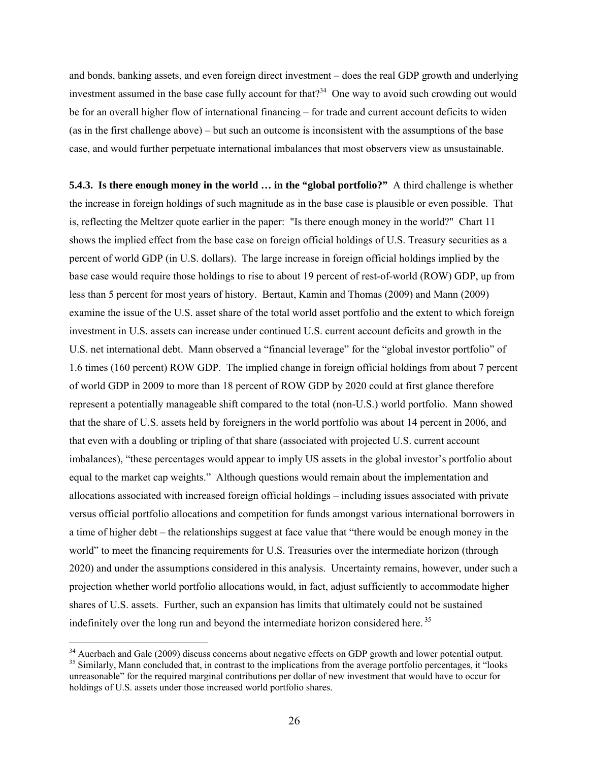and bonds, banking assets, and even foreign direct investment – does the real GDP growth and underlying investment assumed in the base case fully account for that?[34] One way to avoid such crowding out would be for an overall higher flow of international financing – for trade and current account deficits to widen (as in the first challenge above) – but such an outcome is inconsistent with the assumptions of the base case, and would further perpetuate international imbalances that most observers view as unsustainable.

**5.4.3. Is there enough money in the world … in the "global portfolio?"** A third challenge is whether the increase in foreign holdings of such magnitude as in the base case is plausible or even possible. That is, reflecting the Meltzer quote earlier in the paper: "Is there enough money in the world?" Chart 11 shows the implied effect from the base case on foreign official holdings of U.S. Treasury securities as a percent of world GDP (in U.S. dollars). The large increase in foreign official holdings implied by the base case would require those holdings to rise to about 19 percent of rest-of-world (ROW) GDP, up from less than 5 percent for most years of history. Bertaut, Kamin and Thomas (2009) and Mann (2009) examine the issue of the U.S. asset share of the total world asset portfolio and the extent to which foreign investment in U.S. assets can increase under continued U.S. current account deficits and growth in the U.S. net international debt. Mann observed a "financial leverage" for the "global investor portfolio" of 1.6 times (160 percent) ROW GDP. The implied change in foreign official holdings from about 7 percent of world GDP in 2009 to more than 18 percent of ROW GDP by 2020 could at first glance therefore represent a potentially manageable shift compared to the total (non-U.S.) world portfolio. Mann showed that the share of U.S. assets held by foreigners in the world portfolio was about 14 percent in 2006, and that even with a doubling or tripling of that share (associated with projected U.S. current account imbalances), "these percentages would appear to imply US assets in the global investor's portfolio about equal to the market cap weights." Although questions would remain about the implementation and allocations associated with increased foreign official holdings – including issues associated with private versus official portfolio allocations and competition for funds amongst various international borrowers in a time of higher debt – the relationships suggest at face value that "there would be enough money in the world" to meet the financing requirements for U.S. Treasuries over the intermediate horizon (through 2020) and under the assumptions considered in this analysis. Uncertainty remains, however, under such a projection whether world portfolio allocations would, in fact, adjust sufficiently to accommodate higher shares of U.S. assets. Further, such an expansion has limits that ultimately could not be sustained indefinitely over the long run and beyond the intermediate horizon considered here.[35]

[34] Auerbach and Gale (2009) discuss concerns about negative effects on GDP growth and lower potential output.

[35] Similarly, Mann concluded that, in contrast to the implications from the average portfolio percentages, it "looks unreasonable" for the required marginal contributions per dollar of new investment that would have to occur for holdings of U.S. assets under those increased world portfolio shares.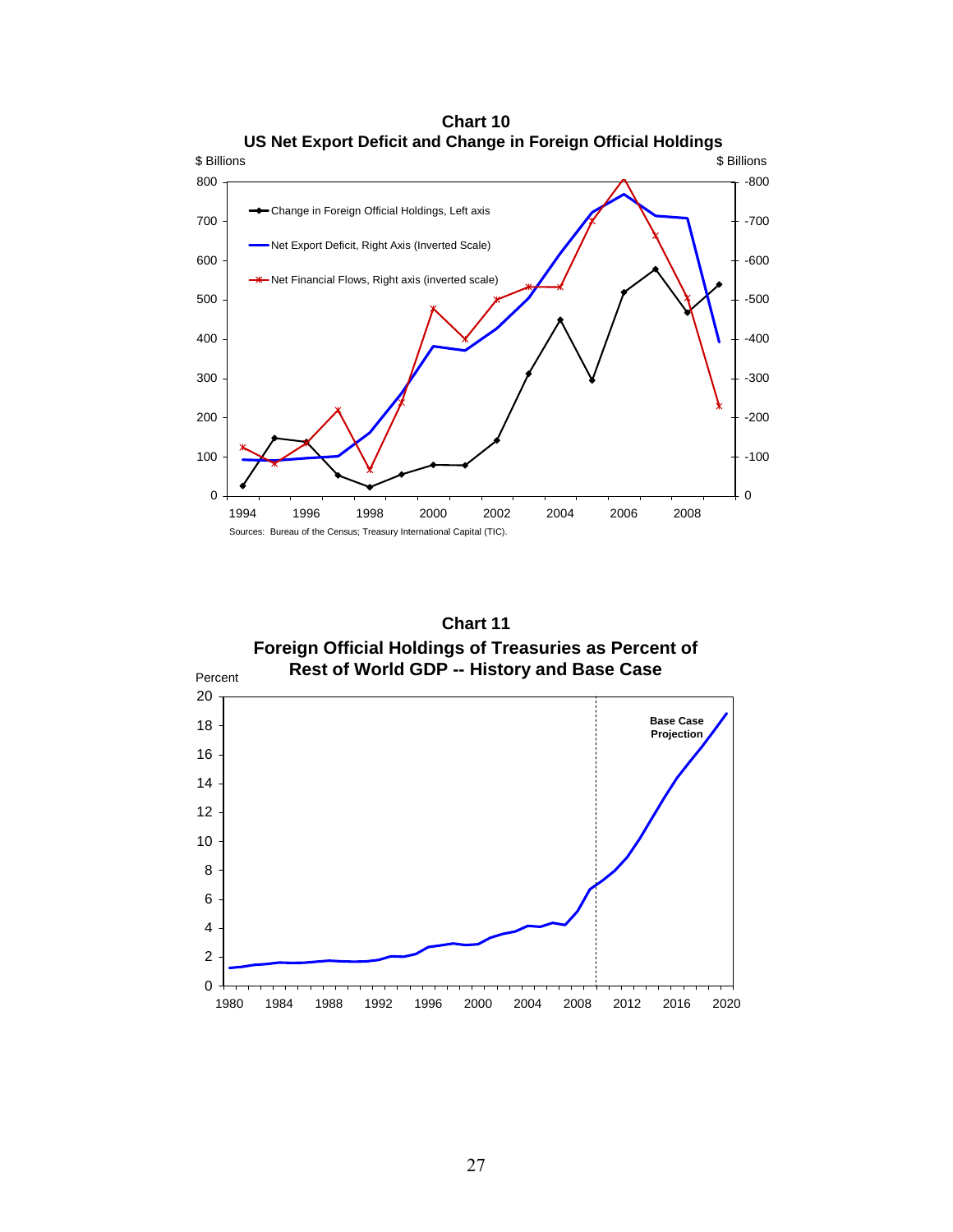**Chart 10**
**US Net Export Deficit and Change in Foreign Official Holdings**

$ Billions

$ Billions

800
700
600
500
400
300
200
100
0

-800
-700
-600
-500
-400
-300
-200
-100
0

Change in Foreign Official Holdings, Left axis

Net Export Deficit, Right Axis (Inverted Scale)

Net Financial Flows, Right axis (inverted scale)

1994
1996
1998
2000
2002
2004
2006
2008

Sources: Bureau of the Census; Treasury International Capital (TIC).

**Chart 11**
**Foreign Official Holdings of Treasuries as Percent of Rest of World GDP -- History and Base Case**

Percent

20
18
16
14
12
10
8
6
4
2
0

**Base Case Projection**

1980
1984
1988
1992
1996
2000
2004
2008
2012
2016
2020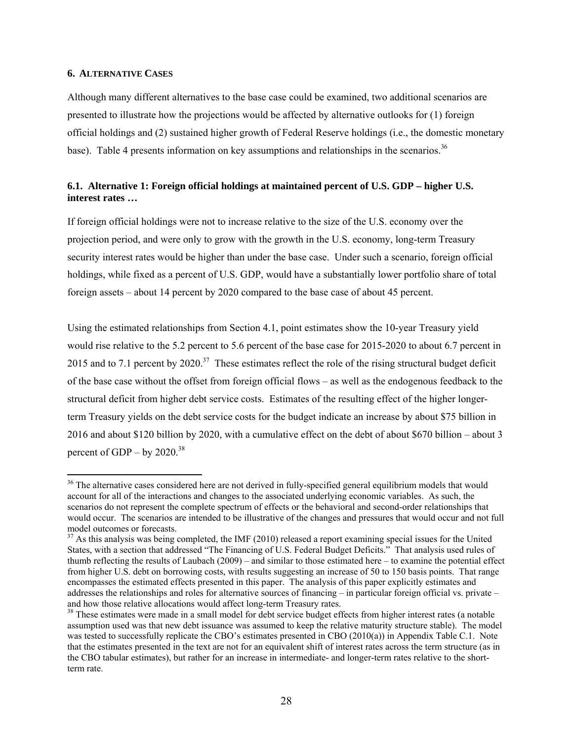## 6. ALTERNATIVE CASES

Although many different alternatives to the base case could be examined, two additional scenarios are presented to illustrate how the projections would be affected by alternative outlooks for (1) foreign official holdings and (2) sustained higher growth of Federal Reserve holdings (i.e., the domestic monetary base). Table 4 presents information on key assumptions and relationships in the scenarios.[36]

### 6.1. Alternative 1: Foreign official holdings at maintained percent of U.S. GDP – higher U.S. interest rates …

If foreign official holdings were not to increase relative to the size of the U.S. economy over the projection period, and were only to grow with the growth in the U.S. economy, long-term Treasury security interest rates would be higher than under the base case. Under such a scenario, foreign official holdings, while fixed as a percent of U.S. GDP, would have a substantially lower portfolio share of total foreign assets – about 14 percent by 2020 compared to the base case of about 45 percent.

Using the estimated relationships from Section 4.1, point estimates show the 10-year Treasury yield would rise relative to the 5.2 percent to 5.6 percent of the base case for 2015-2020 to about 6.7 percent in 2015 and to 7.1 percent by 2020.[37] These estimates reflect the role of the rising structural budget deficit of the base case without the offset from foreign official flows – as well as the endogenous feedback to the structural deficit from higher debt service costs. Estimates of the resulting effect of the higher longer-term Treasury yields on the debt service costs for the budget indicate an increase by about $75 billion in 2016 and about $120 billion by 2020, with a cumulative effect on the debt of about $670 billion – about 3 percent of GDP – by 2020.[38]

---

[36] The alternative cases considered here are not derived in fully-specified general equilibrium models that would account for all of the interactions and changes to the associated underlying economic variables. As such, the scenarios do not represent the complete spectrum of effects or the behavioral and second-order relationships that would occur. The scenarios are intended to be illustrative of the changes and pressures that would occur and not full model outcomes or forecasts.

[37] As this analysis was being completed, the IMF (2010) released a report examining special issues for the United States, with a section that addressed "The Financing of U.S. Federal Budget Deficits." That analysis used rules of thumb reflecting the results of Laubach (2009) – and similar to those estimated here – to examine the potential effect from higher U.S. debt on borrowing costs, with results suggesting an increase of 50 to 150 basis points. That range encompasses the estimated effects presented in this paper. The analysis of this paper explicitly estimates and addresses the relationships and roles for alternative sources of financing – in particular foreign official vs. private – and how those relative allocations would affect long-term Treasury rates.

[38] These estimates were made in a small model for debt service budget effects from higher interest rates (a notable assumption used was that new debt issuance was assumed to keep the relative maturity structure stable). The model was tested to successfully replicate the CBO's estimates presented in CBO (2010(a)) in Appendix Table C.1. Note that the estimates presented in the text are not for an equivalent shift of interest rates across the term structure (as in the CBO tabular estimates), but rather for an increase in intermediate- and longer-term rates relative to the short-term rate.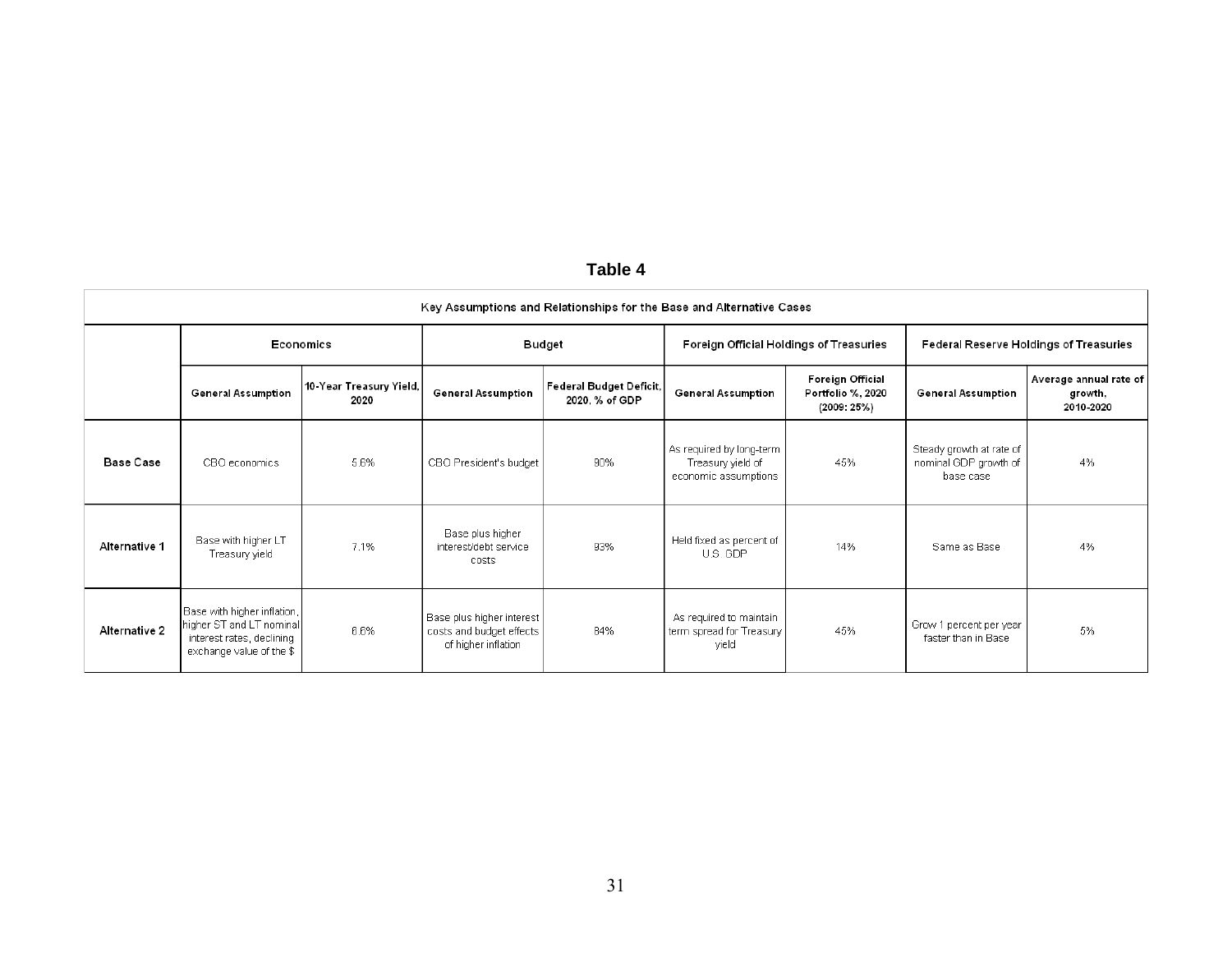**Table 4**

| Key Assumptions and Relationships for the Base and Alternative Cases | | | | | | | | |
|---|---|---|---|---|---|---|---|---|
| | Economics | | Budget | | Foreign Official Holdings of Treasuries | | Federal Reserve Holdings of Treasuries | |
| | General Assumption | 10-Year Treasury Yield, 2020 | General Assumption | Federal Budget Deficit, 2020, % of GDP | General Assumption | Foreign Official Portfolio %, 2020 (2009: 25%) | General Assumption | Average annual rate of growth, 2010-2020 |
| **Base Case** | CBO economics | 5.6% | CBO President's budget | 90% | As required by long-term Treasury yield of economic assumptions | 45% | Steady growth at rate of nominal GDP growth of base case | 4% |
| **Alternative 1** | Base with higher LT Treasury yield | 7.1% | Base plus higher interest/debt service costs | 93% | Held fixed as percent of U.S. GDP | 14% | Same as Base | 4% |
| **Alternative 2** | Base with higher inflation, higher ST and LT nominal interest rates, declining exchange value of the $ | 6.6% | Base plus higher interest costs and budget effects of higher inflation | 84% | As required to maintain term spread for Treasury yield | 45% | Grow 1 percent per year faster than in Base | 5% |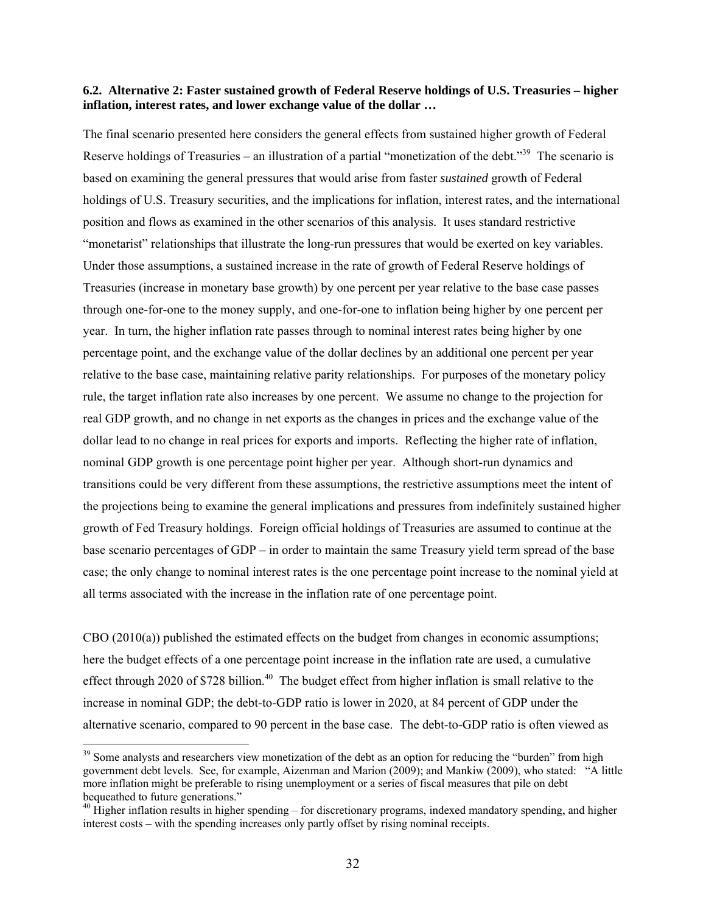### 6.2. Alternative 2: Faster sustained growth of Federal Reserve holdings of U.S. Treasuries – higher inflation, interest rates, and lower exchange value of the dollar …

The final scenario presented here considers the general effects from sustained higher growth of Federal Reserve holdings of Treasuries – an illustration of a partial "monetization of the debt."[39] The scenario is based on examining the general pressures that would arise from faster *sustained* growth of Federal holdings of U.S. Treasury securities, and the implications for inflation, interest rates, and the international position and flows as examined in the other scenarios of this analysis. It uses standard restrictive "monetarist" relationships that illustrate the long-run pressures that would be exerted on key variables. Under those assumptions, a sustained increase in the rate of growth of Federal Reserve holdings of Treasuries (increase in monetary base growth) by one percent per year relative to the base case passes through one-for-one to the money supply, and one-for-one to inflation being higher by one percent per year. In turn, the higher inflation rate passes through to nominal interest rates being higher by one percentage point, and the exchange value of the dollar declines by an additional one percent per year relative to the base case, maintaining relative parity relationships. For purposes of the monetary policy rule, the target inflation rate also increases by one percent. We assume no change to the projection for real GDP growth, and no change in net exports as the changes in prices and the exchange value of the dollar lead to no change in real prices for exports and imports. Reflecting the higher rate of inflation, nominal GDP growth is one percentage point higher per year. Although short-run dynamics and transitions could be very different from these assumptions, the restrictive assumptions meet the intent of the projections being to examine the general implications and pressures from indefinitely sustained higher growth of Fed Treasury holdings. Foreign official holdings of Treasuries are assumed to continue at the base scenario percentages of GDP – in order to maintain the same Treasury yield term spread of the base case; the only change to nominal interest rates is the one percentage point increase to the nominal yield at all terms associated with the increase in the inflation rate of one percentage point.

CBO (2010(a)) published the estimated effects on the budget from changes in economic assumptions; here the budget effects of a one percentage point increase in the inflation rate are used, a cumulative effect through 2020 of $728 billion.[40] The budget effect from higher inflation is small relative to the increase in nominal GDP; the debt-to-GDP ratio is lower in 2020, at 84 percent of GDP under the alternative scenario, compared to 90 percent in the base case. The debt-to-GDP ratio is often viewed as

---

[39] Some analysts and researchers view monetization of the debt as an option for reducing the "burden" from high government debt levels. See, for example, Aizenman and Marion (2009); and Mankiw (2009), who stated: "A little more inflation might be preferable to rising unemployment or a series of fiscal measures that pile on debt bequeathed to future generations."

[40] Higher inflation results in higher spending – for discretionary programs, indexed mandatory spending, and higher interest costs – with the spending increases only partly offset by rising nominal receipts.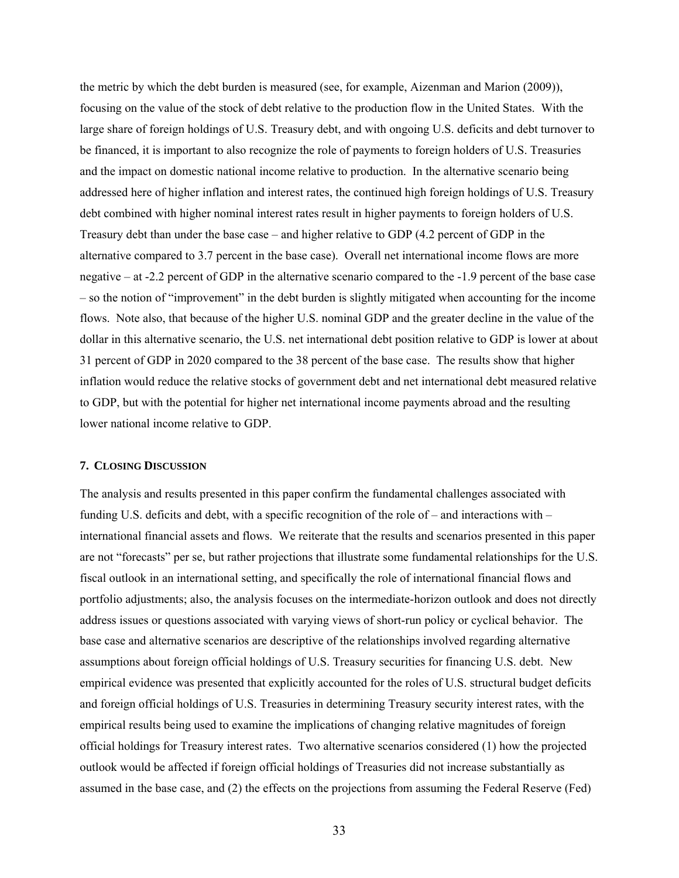the metric by which the debt burden is measured (see, for example, Aizenman and Marion (2009)), focusing on the value of the stock of debt relative to the production flow in the United States. With the large share of foreign holdings of U.S. Treasury debt, and with ongoing U.S. deficits and debt turnover to be financed, it is important to also recognize the role of payments to foreign holders of U.S. Treasuries and the impact on domestic national income relative to production. In the alternative scenario being addressed here of higher inflation and interest rates, the continued high foreign holdings of U.S. Treasury debt combined with higher nominal interest rates result in higher payments to foreign holders of U.S. Treasury debt than under the base case – and higher relative to GDP (4.2 percent of GDP in the alternative compared to 3.7 percent in the base case). Overall net international income flows are more negative – at -2.2 percent of GDP in the alternative scenario compared to the -1.9 percent of the base case – so the notion of "improvement" in the debt burden is slightly mitigated when accounting for the income flows. Note also, that because of the higher U.S. nominal GDP and the greater decline in the value of the dollar in this alternative scenario, the U.S. net international debt position relative to GDP is lower at about 31 percent of GDP in 2020 compared to the 38 percent of the base case. The results show that higher inflation would reduce the relative stocks of government debt and net international debt measured relative to GDP, but with the potential for higher net international income payments abroad and the resulting lower national income relative to GDP.

## 7. Closing Discussion

The analysis and results presented in this paper confirm the fundamental challenges associated with funding U.S. deficits and debt, with a specific recognition of the role of – and interactions with – international financial assets and flows. We reiterate that the results and scenarios presented in this paper are not "forecasts" per se, but rather projections that illustrate some fundamental relationships for the U.S. fiscal outlook in an international setting, and specifically the role of international financial flows and portfolio adjustments; also, the analysis focuses on the intermediate-horizon outlook and does not directly address issues or questions associated with varying views of short-run policy or cyclical behavior. The base case and alternative scenarios are descriptive of the relationships involved regarding alternative assumptions about foreign official holdings of U.S. Treasury securities for financing U.S. debt. New empirical evidence was presented that explicitly accounted for the roles of U.S. structural budget deficits and foreign official holdings of U.S. Treasuries in determining Treasury security interest rates, with the empirical results being used to examine the implications of changing relative magnitudes of foreign official holdings for Treasury interest rates. Two alternative scenarios considered (1) how the projected outlook would be affected if foreign official holdings of Treasuries did not increase substantially as assumed in the base case, and (2) the effects on the projections from assuming the Federal Reserve (Fed)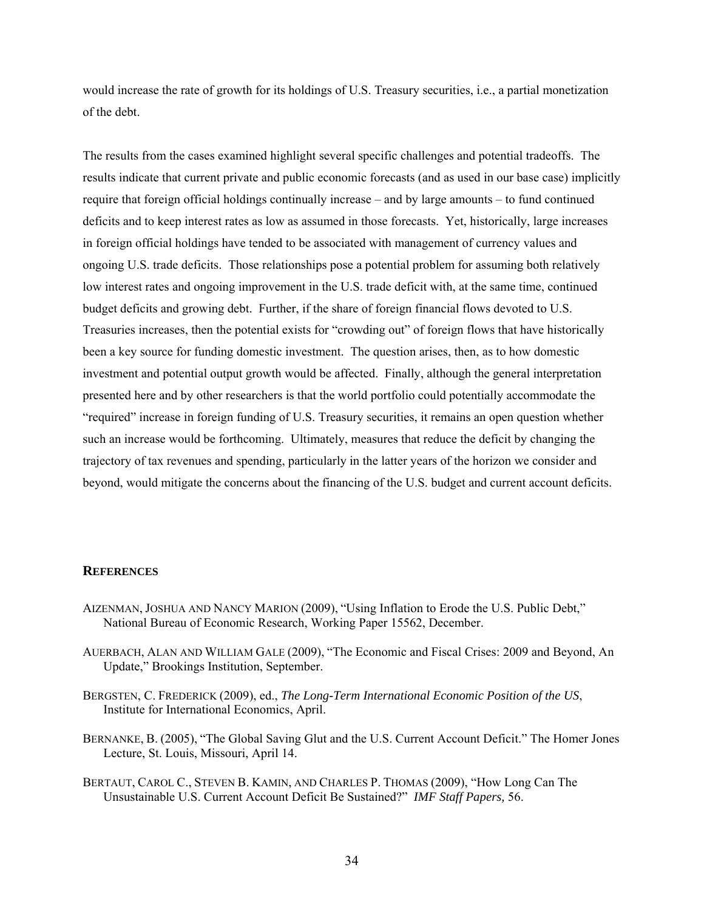would increase the rate of growth for its holdings of U.S. Treasury securities, i.e., a partial monetization of the debt.

The results from the cases examined highlight several specific challenges and potential tradeoffs. The results indicate that current private and public economic forecasts (and as used in our base case) implicitly require that foreign official holdings continually increase – and by large amounts – to fund continued deficits and to keep interest rates as low as assumed in those forecasts. Yet, historically, large increases in foreign official holdings have tended to be associated with management of currency values and ongoing U.S. trade deficits. Those relationships pose a potential problem for assuming both relatively low interest rates and ongoing improvement in the U.S. trade deficit with, at the same time, continued budget deficits and growing debt. Further, if the share of foreign financial flows devoted to U.S. Treasuries increases, then the potential exists for "crowding out" of foreign flows that have historically been a key source for funding domestic investment. The question arises, then, as to how domestic investment and potential output growth would be affected. Finally, although the general interpretation presented here and by other researchers is that the world portfolio could potentially accommodate the "required" increase in foreign funding of U.S. Treasury securities, it remains an open question whether such an increase would be forthcoming. Ultimately, measures that reduce the deficit by changing the trajectory of tax revenues and spending, particularly in the latter years of the horizon we consider and beyond, would mitigate the concerns about the financing of the U.S. budget and current account deficits.

## REFERENCES

AIZENMAN, JOSHUA AND NANCY MARION (2009), "Using Inflation to Erode the U.S. Public Debt," National Bureau of Economic Research, Working Paper 15562, December.

AUERBACH, ALAN AND WILLIAM GALE (2009), "The Economic and Fiscal Crises: 2009 and Beyond, An Update," Brookings Institution, September.

BERGSTEN, C. FREDERICK (2009), ed., *The Long-Term International Economic Position of the US*, Institute for International Economics, April.

BERNANKE, B. (2005), "The Global Saving Glut and the U.S. Current Account Deficit." The Homer Jones Lecture, St. Louis, Missouri, April 14.

BERTAUT, CAROL C., STEVEN B. KAMIN, AND CHARLES P. THOMAS (2009), "How Long Can The Unsustainable U.S. Current Account Deficit Be Sustained?" *IMF Staff Papers,* 56.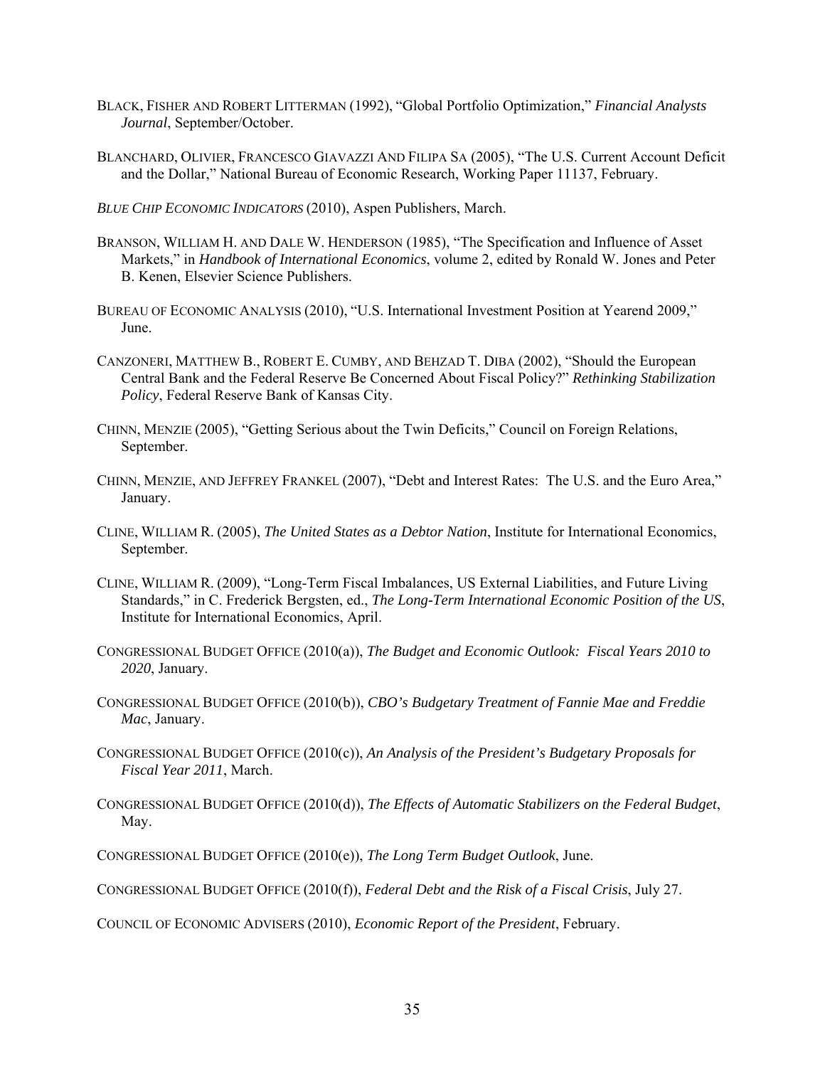BLACK, FISHER AND ROBERT LITTERMAN (1992), "Global Portfolio Optimization," *Financial Analysts Journal*, September/October.

BLANCHARD, OLIVIER, FRANCESCO GIAVAZZI AND FILIPA SA (2005), "The U.S. Current Account Deficit and the Dollar," National Bureau of Economic Research, Working Paper 11137, February.

*BLUE CHIP ECONOMIC INDICATORS* (2010), Aspen Publishers, March.

BRANSON, WILLIAM H. AND DALE W. HENDERSON (1985), "The Specification and Influence of Asset Markets," in *Handbook of International Economics*, volume 2, edited by Ronald W. Jones and Peter B. Kenen, Elsevier Science Publishers.

BUREAU OF ECONOMIC ANALYSIS (2010), "U.S. International Investment Position at Yearend 2009," June.

CANZONERI, MATTHEW B., ROBERT E. CUMBY, AND BEHZAD T. DIBA (2002), "Should the European Central Bank and the Federal Reserve Be Concerned About Fiscal Policy?" *Rethinking Stabilization Policy*, Federal Reserve Bank of Kansas City.

CHINN, MENZIE (2005), "Getting Serious about the Twin Deficits," Council on Foreign Relations, September.

CHINN, MENZIE, AND JEFFREY FRANKEL (2007), "Debt and Interest Rates: The U.S. and the Euro Area," January.

CLINE, WILLIAM R. (2005), *The United States as a Debtor Nation*, Institute for International Economics, September.

CLINE, WILLIAM R. (2009), "Long-Term Fiscal Imbalances, US External Liabilities, and Future Living Standards," in C. Frederick Bergsten, ed., *The Long-Term International Economic Position of the US*, Institute for International Economics, April.

CONGRESSIONAL BUDGET OFFICE (2010(a)), *The Budget and Economic Outlook: Fiscal Years 2010 to 2020*, January.

CONGRESSIONAL BUDGET OFFICE (2010(b)), *CBO's Budgetary Treatment of Fannie Mae and Freddie Mac*, January.

CONGRESSIONAL BUDGET OFFICE (2010(c)), *An Analysis of the President's Budgetary Proposals for Fiscal Year 2011*, March.

CONGRESSIONAL BUDGET OFFICE (2010(d)), *The Effects of Automatic Stabilizers on the Federal Budget*, May.

CONGRESSIONAL BUDGET OFFICE (2010(e)), *The Long Term Budget Outlook*, June.

CONGRESSIONAL BUDGET OFFICE (2010(f)), *Federal Debt and the Risk of a Fiscal Crisis*, July 27.

COUNCIL OF ECONOMIC ADVISERS (2010), *Economic Report of the President*, February.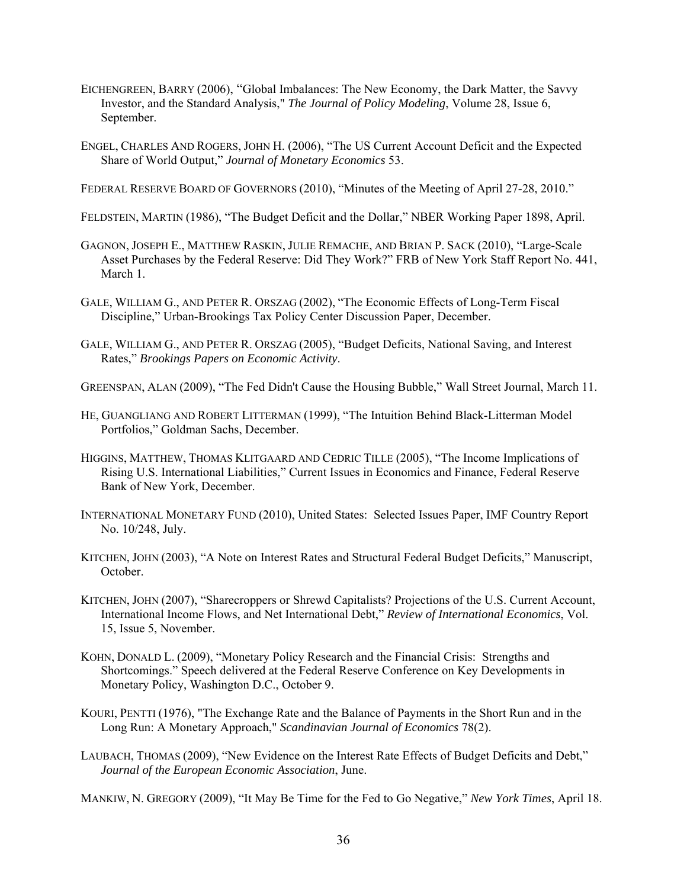EICHENGREEN, BARRY (2006), "Global Imbalances: The New Economy, the Dark Matter, the Savvy Investor, and the Standard Analysis," *The Journal of Policy Modeling*, Volume 28, Issue 6, September.

ENGEL, CHARLES AND ROGERS, JOHN H. (2006), "The US Current Account Deficit and the Expected Share of World Output," *Journal of Monetary Economics* 53.

FEDERAL RESERVE BOARD OF GOVERNORS (2010), "Minutes of the Meeting of April 27-28, 2010."

FELDSTEIN, MARTIN (1986), "The Budget Deficit and the Dollar," NBER Working Paper 1898, April.

GAGNON, JOSEPH E., MATTHEW RASKIN, JULIE REMACHE, AND BRIAN P. SACK (2010), "Large-Scale Asset Purchases by the Federal Reserve: Did They Work?" FRB of New York Staff Report No. 441, March 1.

GALE, WILLIAM G., AND PETER R. ORSZAG (2002), "The Economic Effects of Long-Term Fiscal Discipline," Urban-Brookings Tax Policy Center Discussion Paper, December.

GALE, WILLIAM G., AND PETER R. ORSZAG (2005), "Budget Deficits, National Saving, and Interest Rates," *Brookings Papers on Economic Activity*.

GREENSPAN, ALAN (2009), "The Fed Didn't Cause the Housing Bubble," Wall Street Journal, March 11.

HE, GUANGLIANG AND ROBERT LITTERMAN (1999), "The Intuition Behind Black-Litterman Model Portfolios," Goldman Sachs, December.

HIGGINS, MATTHEW, THOMAS KLITGAARD AND CEDRIC TILLE (2005), "The Income Implications of Rising U.S. International Liabilities," Current Issues in Economics and Finance, Federal Reserve Bank of New York, December.

INTERNATIONAL MONETARY FUND (2010), United States: Selected Issues Paper, IMF Country Report No. 10/248, July.

KITCHEN, JOHN (2003), "A Note on Interest Rates and Structural Federal Budget Deficits," Manuscript, October.

KITCHEN, JOHN (2007), "Sharecroppers or Shrewd Capitalists? Projections of the U.S. Current Account, International Income Flows, and Net International Debt," *Review of International Economics*, Vol. 15, Issue 5, November.

KOHN, DONALD L. (2009), "Monetary Policy Research and the Financial Crisis: Strengths and Shortcomings." Speech delivered at the Federal Reserve Conference on Key Developments in Monetary Policy, Washington D.C., October 9.

KOURI, PENTTI (1976), "The Exchange Rate and the Balance of Payments in the Short Run and in the Long Run: A Monetary Approach," *Scandinavian Journal of Economics* 78(2).

LAUBACH, THOMAS (2009), "New Evidence on the Interest Rate Effects of Budget Deficits and Debt," *Journal of the European Economic Association*, June.

MANKIW, N. GREGORY (2009), "It May Be Time for the Fed to Go Negative," *New York Times*, April 18.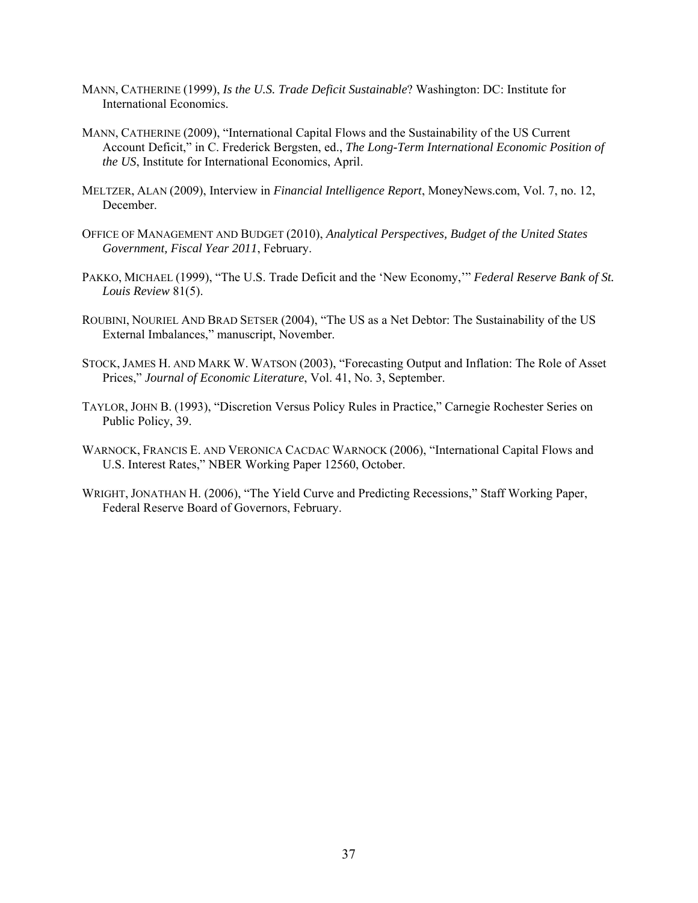MANN, CATHERINE (1999), *Is the U.S. Trade Deficit Sustainable*? Washington: DC: Institute for International Economics.

MANN, CATHERINE (2009), "International Capital Flows and the Sustainability of the US Current Account Deficit," in C. Frederick Bergsten, ed., *The Long-Term International Economic Position of the US*, Institute for International Economics, April.

MELTZER, ALAN (2009), Interview in *Financial Intelligence Report*, MoneyNews.com, Vol. 7, no. 12, December.

OFFICE OF MANAGEMENT AND BUDGET (2010), *Analytical Perspectives, Budget of the United States Government, Fiscal Year 2011*, February.

PAKKO, MICHAEL (1999), "The U.S. Trade Deficit and the 'New Economy,'" *Federal Reserve Bank of St. Louis Review* 81(5).

ROUBINI, NOURIEL AND BRAD SETSER (2004), "The US as a Net Debtor: The Sustainability of the US External Imbalances," manuscript, November.

STOCK, JAMES H. AND MARK W. WATSON (2003), "Forecasting Output and Inflation: The Role of Asset Prices," *Journal of Economic Literature*, Vol. 41, No. 3, September.

TAYLOR, JOHN B. (1993), "Discretion Versus Policy Rules in Practice," Carnegie Rochester Series on Public Policy, 39.

WARNOCK, FRANCIS E. AND VERONICA CACDAC WARNOCK (2006), "International Capital Flows and U.S. Interest Rates," NBER Working Paper 12560, October.

WRIGHT, JONATHAN H. (2006), "The Yield Curve and Predicting Recessions," Staff Working Paper, Federal Reserve Board of Governors, February.